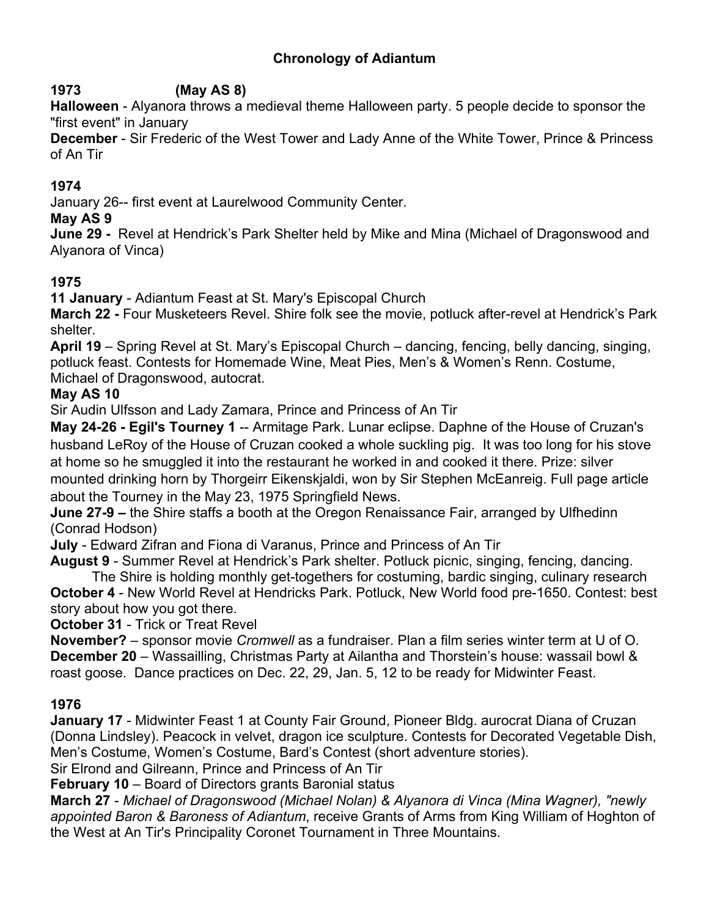# Chronology of Adiantum

**1973 (May AS 8)**

**Halloween** - Alyanora throws a medieval theme Halloween party. 5 people decide to sponsor the "first event" in January

**December** - Sir Frederic of the West Tower and Lady Anne of the White Tower, Prince & Princess of An Tir

**1974**

January 26-- first event at Laurelwood Community Center.

**May AS 9**

**June 29 -** Revel at Hendrick's Park Shelter held by Mike and Mina (Michael of Dragonswood and Alyanora of Vinca)

**1975**

**11 January** - Adiantum Feast at St. Mary's Episcopal Church

**March 22 -** Four Musketeers Revel. Shire folk see the movie, potluck after-revel at Hendrick's Park shelter.

**April 19** – Spring Revel at St. Mary's Episcopal Church – dancing, fencing, belly dancing, singing, potluck feast. Contests for Homemade Wine, Meat Pies, Men's & Women's Renn. Costume, Michael of Dragonswood, autocrat.

**May AS 10**

Sir Audin Ulfsson and Lady Zamara, Prince and Princess of An Tir

**May 24-26 - Egil's Tourney 1** -- Armitage Park. Lunar eclipse. Daphne of the House of Cruzan's husband LeRoy of the House of Cruzan cooked a whole suckling pig. It was too long for his stove at home so he smuggled it into the restaurant he worked in and cooked it there. Prize: silver mounted drinking horn by Thorgeirr Eikenskjaldi, won by Sir Stephen McEanreig. Full page article about the Tourney in the May 23, 1975 Springfield News.

**June 27-9 –** the Shire staffs a booth at the Oregon Renaissance Fair, arranged by Ulfhedinn (Conrad Hodson)

**July** - Edward Zifran and Fiona di Varanus, Prince and Princess of An Tir

**August 9** - Summer Revel at Hendrick's Park shelter. Potluck picnic, singing, fencing, dancing.

The Shire is holding monthly get-togethers for costuming, bardic singing, culinary research

**October 4** - New World Revel at Hendricks Park. Potluck, New World food pre-1650. Contest: best story about how you got there.

**October 31** - Trick or Treat Revel

**November?** – sponsor movie *Cromwell* as a fundraiser. Plan a film series winter term at U of O.

**December 20** – Wassailling, Christmas Party at Ailantha and Thorstein's house: wassail bowl & roast goose. Dance practices on Dec. 22, 29, Jan. 5, 12 to be ready for Midwinter Feast.

**1976**

**January 17** - Midwinter Feast 1 at County Fair Ground, Pioneer Bldg. aurocrat Diana of Cruzan (Donna Lindsley). Peacock in velvet, dragon ice sculpture. Contests for Decorated Vegetable Dish, Men's Costume, Women's Costume, Bard's Contest (short adventure stories).

Sir Elrond and Gilreann, Prince and Princess of An Tir

**February 10** – Board of Directors grants Baronial status

**March 27** - *Michael of Dragonswood (Michael Nolan) & Alyanora di Vinca (Mina Wagner), "newly appointed Baron & Baroness of Adiantum*, receive Grants of Arms from King William of Hoghton of the West at An Tir's Principality Coronet Tournament in Three Mountains.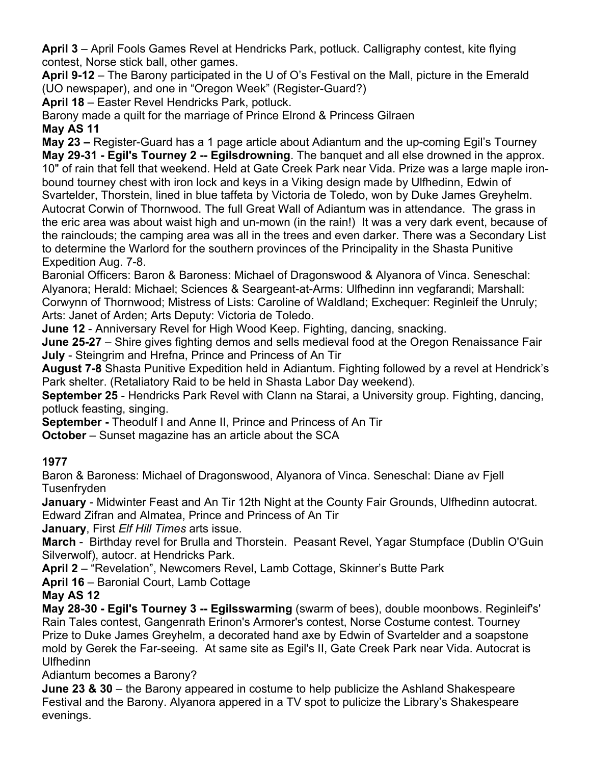**April 3** – April Fools Games Revel at Hendricks Park, potluck. Calligraphy contest, kite flying contest, Norse stick ball, other games.

**April 9-12** – The Barony participated in the U of O's Festival on the Mall, picture in the Emerald (UO newspaper), and one in "Oregon Week" (Register-Guard?)

**April 18** – Easter Revel Hendricks Park, potluck.

Barony made a quilt for the marriage of Prince Elrond & Princess Gilraen

**May AS 11**

**May 23 –** Register-Guard has a 1 page article about Adiantum and the up-coming Egil's Tourney

**May 29-31 - Egil's Tourney 2 -- Egilsdrowning**. The banquet and all else drowned in the approx. 10" of rain that fell that weekend. Held at Gate Creek Park near Vida. Prize was a large maple iron-bound tourney chest with iron lock and keys in a Viking design made by Ulfhedinn, Edwin of Svartelder, Thorstein, lined in blue taffeta by Victoria de Toledo, won by Duke James Greyhelm. Autocrat Corwin of Thornwood. The full Great Wall of Adiantum was in attendance. The grass in the eric area was about waist high and un-mown (in the rain!) It was a very dark event, because of the rainclouds; the camping area was all in the trees and even darker. There was a Secondary List to determine the Warlord for the southern provinces of the Principality in the Shasta Punitive Expedition Aug. 7-8.

Baronial Officers: Baron & Baroness: Michael of Dragonswood & Alyanora of Vinca. Seneschal: Alyanora; Herald: Michael; Sciences & Seargeant-at-Arms: Ulfhedinn inn vegfarandi; Marshall: Corwynn of Thornwood; Mistress of Lists: Caroline of Waldland; Exchequer: Reginleif the Unruly; Arts: Janet of Arden; Arts Deputy: Victoria de Toledo.

**June 12** - Anniversary Revel for High Wood Keep. Fighting, dancing, snacking.

**June 25-27** – Shire gives fighting demos and sells medieval food at the Oregon Renaissance Fair

**July** - Steingrim and Hrefna, Prince and Princess of An Tir

**August 7-8** Shasta Punitive Expedition held in Adiantum. Fighting followed by a revel at Hendrick's Park shelter. (Retaliatory Raid to be held in Shasta Labor Day weekend).

**September 25** - Hendricks Park Revel with Clann na Starai, a University group. Fighting, dancing, potluck feasting, singing.

**September -** Theodulf I and Anne II, Prince and Princess of An Tir

**October** – Sunset magazine has an article about the SCA

**1977**

Baron & Baroness: Michael of Dragonswood, Alyanora of Vinca. Seneschal: Diane av Fjell Tusenfryden

**January** - Midwinter Feast and An Tir 12th Night at the County Fair Grounds, Ulfhedinn autocrat. Edward Zifran and Almatea, Prince and Princess of An Tir

**January**, First *Elf Hill Times* arts issue.

**March** - Birthday revel for Brulla and Thorstein. Peasant Revel, Yagar Stumpface (Dublin O'Guin Silverwolf), autocr. at Hendricks Park.

**April 2** – "Revelation", Newcomers Revel, Lamb Cottage, Skinner's Butte Park

**April 16** – Baronial Court, Lamb Cottage

**May AS 12**

**May 28-30 - Egil's Tourney 3 -- Egilsswarming** (swarm of bees), double moonbows. Reginleif's' Rain Tales contest, Gangenrath Erinon's Armorer's contest, Norse Costume contest. Tourney Prize to Duke James Greyhelm, a decorated hand axe by Edwin of Svartelder and a soapstone mold by Gerek the Far-seeing. At same site as Egil's II, Gate Creek Park near Vida. Autocrat is Ulfhedinn

Adiantum becomes a Barony?

**June 23 & 30** – the Barony appeared in costume to help publicize the Ashland Shakespeare Festival and the Barony. Alyanora appered in a TV spot to pulicize the Library's Shakespeare evenings.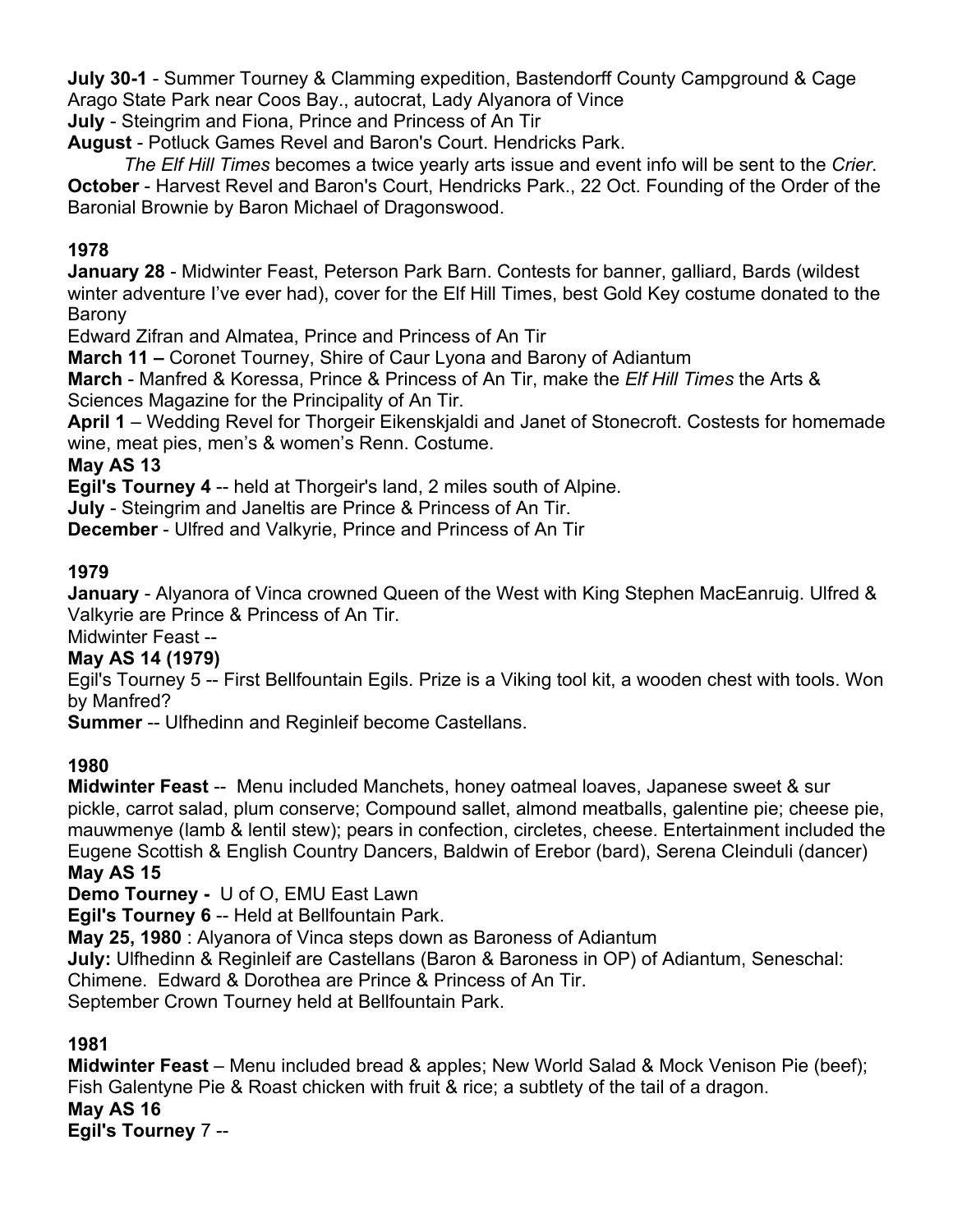**July 30-1** - Summer Tourney & Clamming expedition, Bastendorff County Campground & Cage Arago State Park near Coos Bay., autocrat, Lady Alyanora of Vince

**July** - Steingrim and Fiona, Prince and Princess of An Tir

**August** - Potluck Games Revel and Baron's Court. Hendricks Park.

*The Elf Hill Times* becomes a twice yearly arts issue and event info will be sent to the *Crier*.

**October** - Harvest Revel and Baron's Court, Hendricks Park., 22 Oct. Founding of the Order of the Baronial Brownie by Baron Michael of Dragonswood.

**1978**

**January 28** - Midwinter Feast, Peterson Park Barn. Contests for banner, galliard, Bards (wildest winter adventure I've ever had), cover for the Elf Hill Times, best Gold Key costume donated to the Barony

Edward Zifran and Almatea, Prince and Princess of An Tir

**March 11 –** Coronet Tourney, Shire of Caur Lyona and Barony of Adiantum

**March** - Manfred & Koressa, Prince & Princess of An Tir, make the *Elf Hill Times* the Arts & Sciences Magazine for the Principality of An Tir.

**April 1** – Wedding Revel for Thorgeir Eikenskjaldi and Janet of Stonecroft. Costests for homemade wine, meat pies, men's & women's Renn. Costume.

**May AS 13**

**Egil's Tourney 4** -- held at Thorgeir's land, 2 miles south of Alpine.

**July** - Steingrim and Janeltis are Prince & Princess of An Tir.

**December** - Ulfred and Valkyrie, Prince and Princess of An Tir

**1979**

**January** - Alyanora of Vinca crowned Queen of the West with King Stephen MacEanruig. Ulfred & Valkyrie are Prince & Princess of An Tir.

Midwinter Feast --

**May AS 14 (1979)**

Egil's Tourney 5 -- First Bellfountain Egils. Prize is a Viking tool kit, a wooden chest with tools. Won by Manfred?

**Summer** -- Ulfhedinn and Reginleif become Castellans.

**1980**

**Midwinter Feast** -- Menu included Manchets, honey oatmeal loaves, Japanese sweet & sur pickle, carrot salad, plum conserve; Compound sallet, almond meatballs, galentine pie; cheese pie, mauwmenye (lamb & lentil stew); pears in confection, circletes, cheese. Entertainment included the Eugene Scottish & English Country Dancers, Baldwin of Erebor (bard), Serena Cleinduli (dancer)

**May AS 15**

**Demo Tourney -** U of O, EMU East Lawn

**Egil's Tourney 6** -- Held at Bellfountain Park.

**May 25, 1980** : Alyanora of Vinca steps down as Baroness of Adiantum

**July:** Ulfhedinn & Reginleif are Castellans (Baron & Baroness in OP) of Adiantum, Seneschal: Chimene. Edward & Dorothea are Prince & Princess of An Tir.

September Crown Tourney held at Bellfountain Park.

**1981**

**Midwinter Feast** – Menu included bread & apples; New World Salad & Mock Venison Pie (beef); Fish Galentyne Pie & Roast chicken with fruit & rice; a subtlety of the tail of a dragon.

**May AS 16**

**Egil's Tourney** 7 --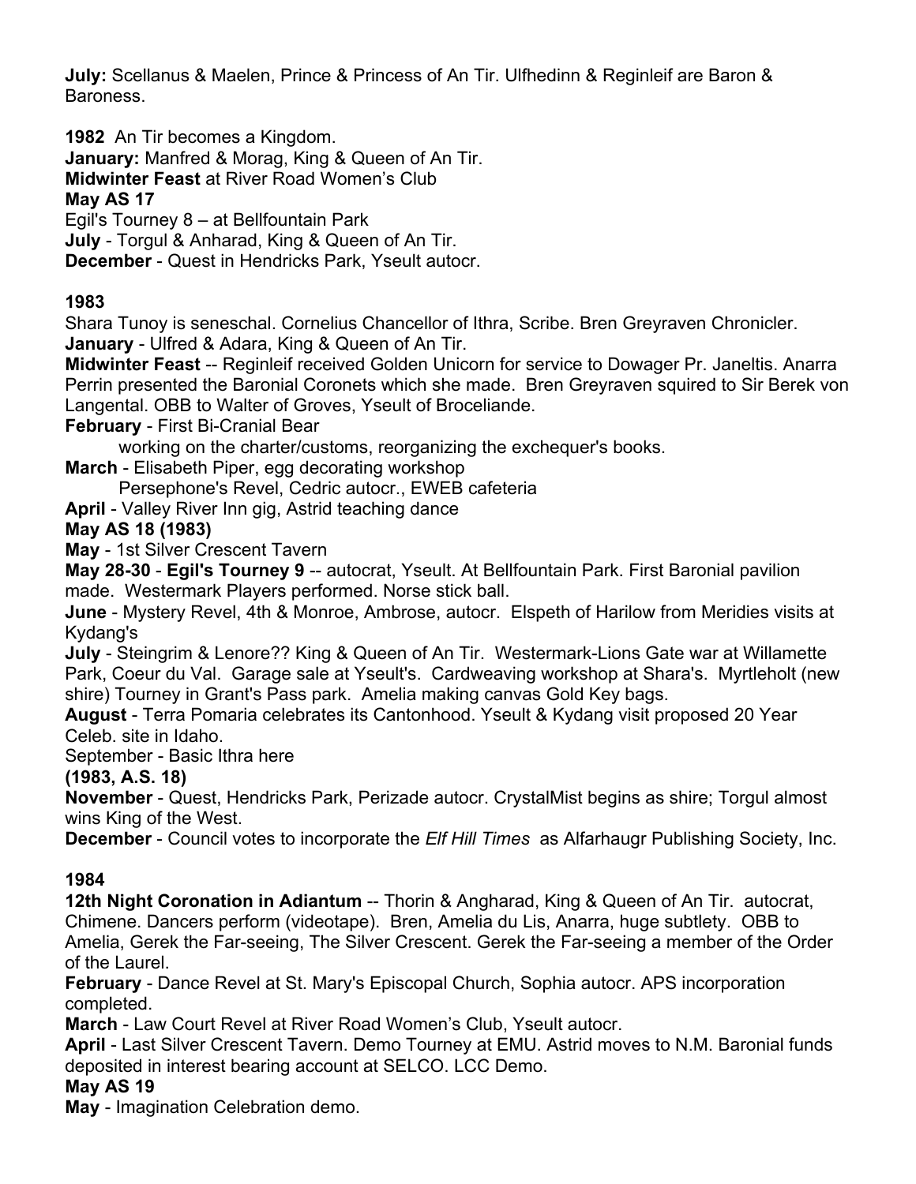**July:** Scellanus & Maelen, Prince & Princess of An Tir. Ulfhedinn & Reginleif are Baron & Baroness.

**1982** An Tir becomes a Kingdom.
**January:** Manfred & Morag, King & Queen of An Tir.
**Midwinter Feast** at River Road Women's Club
**May AS 17**
Egil's Tourney 8 – at Bellfountain Park
**July** - Torgul & Anharad, King & Queen of An Tir.
**December** - Quest in Hendricks Park, Yseult autocr.

**1983**
Shara Tunoy is seneschal. Cornelius Chancellor of Ithra, Scribe. Bren Greyraven Chronicler.
**January** - Ulfred & Adara, King & Queen of An Tir.
**Midwinter Feast** -- Reginleif received Golden Unicorn for service to Dowager Pr. Janeltis. Anarra Perrin presented the Baronial Coronets which she made. Bren Greyraven squired to Sir Berek von Langental. OBB to Walter of Groves, Yseult of Broceliande.
**February** - First Bi-Cranial Bear
working on the charter/customs, reorganizing the exchequer's books.
**March** - Elisabeth Piper, egg decorating workshop
Persephone's Revel, Cedric autocr., EWEB cafeteria
**April** - Valley River Inn gig, Astrid teaching dance
**May AS 18 (1983)**
**May** - 1st Silver Crescent Tavern
**May 28-30** - **Egil's Tourney 9** -- autocrat, Yseult. At Bellfountain Park. First Baronial pavilion made. Westermark Players performed. Norse stick ball.
**June** - Mystery Revel, 4th & Monroe, Ambrose, autocr. Elspeth of Harilow from Meridies visits at Kydang's
**July** - Steingrim & Lenore?? King & Queen of An Tir. Westermark-Lions Gate war at Willamette Park, Coeur du Val. Garage sale at Yseult's. Cardweaving workshop at Shara's. Myrtleholt (new shire) Tourney in Grant's Pass park. Amelia making canvas Gold Key bags.
**August** - Terra Pomaria celebrates its Cantonhood. Yseult & Kydang visit proposed 20 Year Celeb. site in Idaho.
September - Basic Ithra here
**(1983, A.S. 18)**
**November** - Quest, Hendricks Park, Perizade autocr. CrystalMist begins as shire; Torgul almost wins King of the West.
**December** - Council votes to incorporate the *Elf Hill Times* as Alfarhaugr Publishing Society, Inc.

**1984**
**12th Night Coronation in Adiantum** -- Thorin & Angharad, King & Queen of An Tir. autocrat, Chimene. Dancers perform (videotape). Bren, Amelia du Lis, Anarra, huge subtlety. OBB to Amelia, Gerek the Far-seeing, The Silver Crescent. Gerek the Far-seeing a member of the Order of the Laurel.
**February** - Dance Revel at St. Mary's Episcopal Church, Sophia autocr. APS incorporation completed.
**March** - Law Court Revel at River Road Women's Club, Yseult autocr.
**April** - Last Silver Crescent Tavern. Demo Tourney at EMU. Astrid moves to N.M. Baronial funds deposited in interest bearing account at SELCO. LCC Demo.
**May AS 19**
**May** - Imagination Celebration demo.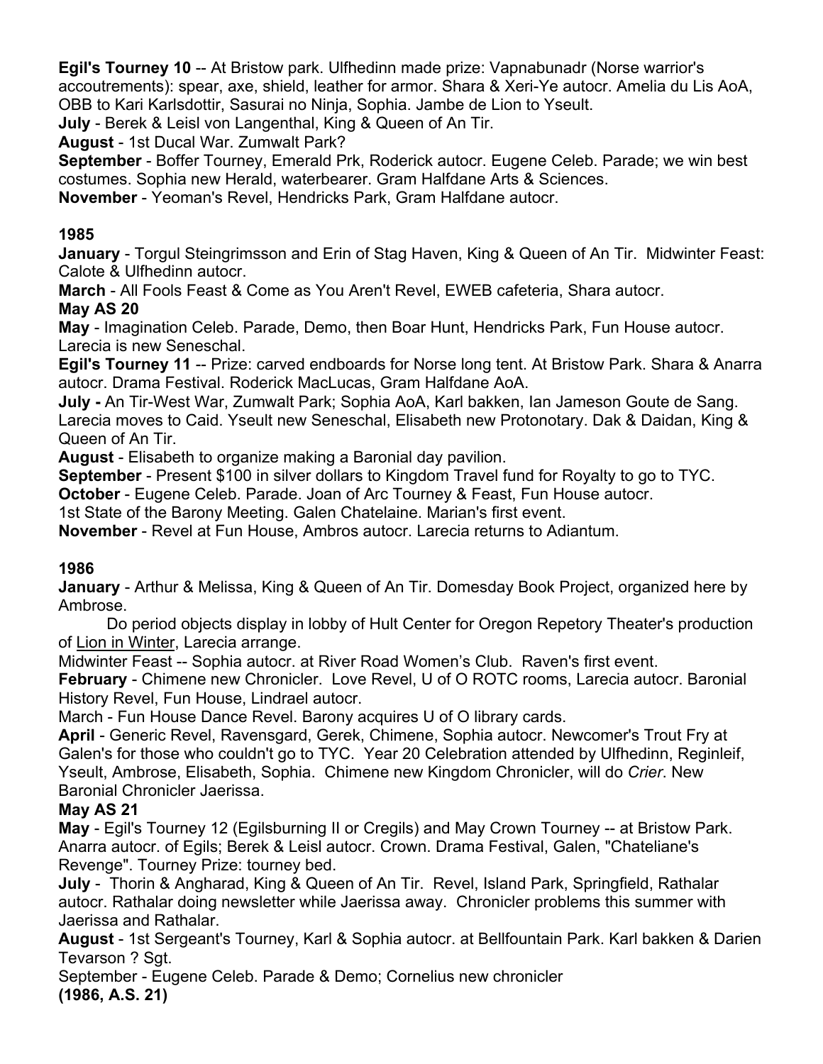**Egil's Tourney 10** -- At Bristow park. Ulfhedinn made prize: Vapnabunadr (Norse warrior's accoutrements): spear, axe, shield, leather for armor. Shara & Xeri-Ye autocr. Amelia du Lis AoA, OBB to Kari Karlsdottir, Sasurai no Ninja, Sophia. Jambe de Lion to Yseult.

**July** - Berek & Leisl von Langenthal, King & Queen of An Tir.

**August** - 1st Ducal War. Zumwalt Park?

**September** - Boffer Tourney, Emerald Prk, Roderick autocr. Eugene Celeb. Parade; we win best costumes. Sophia new Herald, waterbearer. Gram Halfdane Arts & Sciences.

**November** - Yeoman's Revel, Hendricks Park, Gram Halfdane autocr.

**1985**

**January** - Torgul Steingrimsson and Erin of Stag Haven, King & Queen of An Tir. Midwinter Feast: Calote & Ulfhedinn autocr.

**March** - All Fools Feast & Come as You Aren't Revel, EWEB cafeteria, Shara autocr.

**May AS 20**

**May** - Imagination Celeb. Parade, Demo, then Boar Hunt, Hendricks Park, Fun House autocr. Larecia is new Seneschal.

**Egil's Tourney 11** -- Prize: carved endboards for Norse long tent. At Bristow Park. Shara & Anarra autocr. Drama Festival. Roderick MacLucas, Gram Halfdane AoA.

**July -** An Tir-West War, Zumwalt Park; Sophia AoA, Karl bakken, Ian Jameson Goute de Sang. Larecia moves to Caid. Yseult new Seneschal, Elisabeth new Protonotary. Dak & Daidan, King & Queen of An Tir.

**August** - Elisabeth to organize making a Baronial day pavilion.

**September** - Present $100 in silver dollars to Kingdom Travel fund for Royalty to go to TYC.

**October** - Eugene Celeb. Parade. Joan of Arc Tourney & Feast, Fun House autocr.

1st State of the Barony Meeting. Galen Chatelaine. Marian's first event.

**November** - Revel at Fun House, Ambros autocr. Larecia returns to Adiantum.

**1986**

**January** - Arthur & Melissa, King & Queen of An Tir. Domesday Book Project, organized here by Ambrose.

Do period objects display in lobby of Hult Center for Oregon Repetory Theater's production of Lion in Winter, Larecia arrange.

Midwinter Feast -- Sophia autocr. at River Road Women's Club. Raven's first event.

**February** - Chimene new Chronicler. Love Revel, U of O ROTC rooms, Larecia autocr. Baronial History Revel, Fun House, Lindrael autocr.

March - Fun House Dance Revel. Barony acquires U of O library cards.

**April** - Generic Revel, Ravensgard, Gerek, Chimene, Sophia autocr. Newcomer's Trout Fry at Galen's for those who couldn't go to TYC. Year 20 Celebration attended by Ulfhedinn, Reginleif, Yseult, Ambrose, Elisabeth, Sophia. Chimene new Kingdom Chronicler, will do *Crier*. New Baronial Chronicler Jaerissa.

**May AS 21**

**May** - Egil's Tourney 12 (Egilsburning II or Cregils) and May Crown Tourney -- at Bristow Park. Anarra autocr. of Egils; Berek & Leisl autocr. Crown. Drama Festival, Galen, "Chateliane's Revenge". Tourney Prize: tourney bed.

**July** - Thorin & Angharad, King & Queen of An Tir. Revel, Island Park, Springfield, Rathalar autocr. Rathalar doing newsletter while Jaerissa away. Chronicler problems this summer with Jaerissa and Rathalar.

**August** - 1st Sergeant's Tourney, Karl & Sophia autocr. at Bellfountain Park. Karl bakken & Darien Tevarson ? Sgt.

September - Eugene Celeb. Parade & Demo; Cornelius new chronicler

**(1986, A.S. 21)**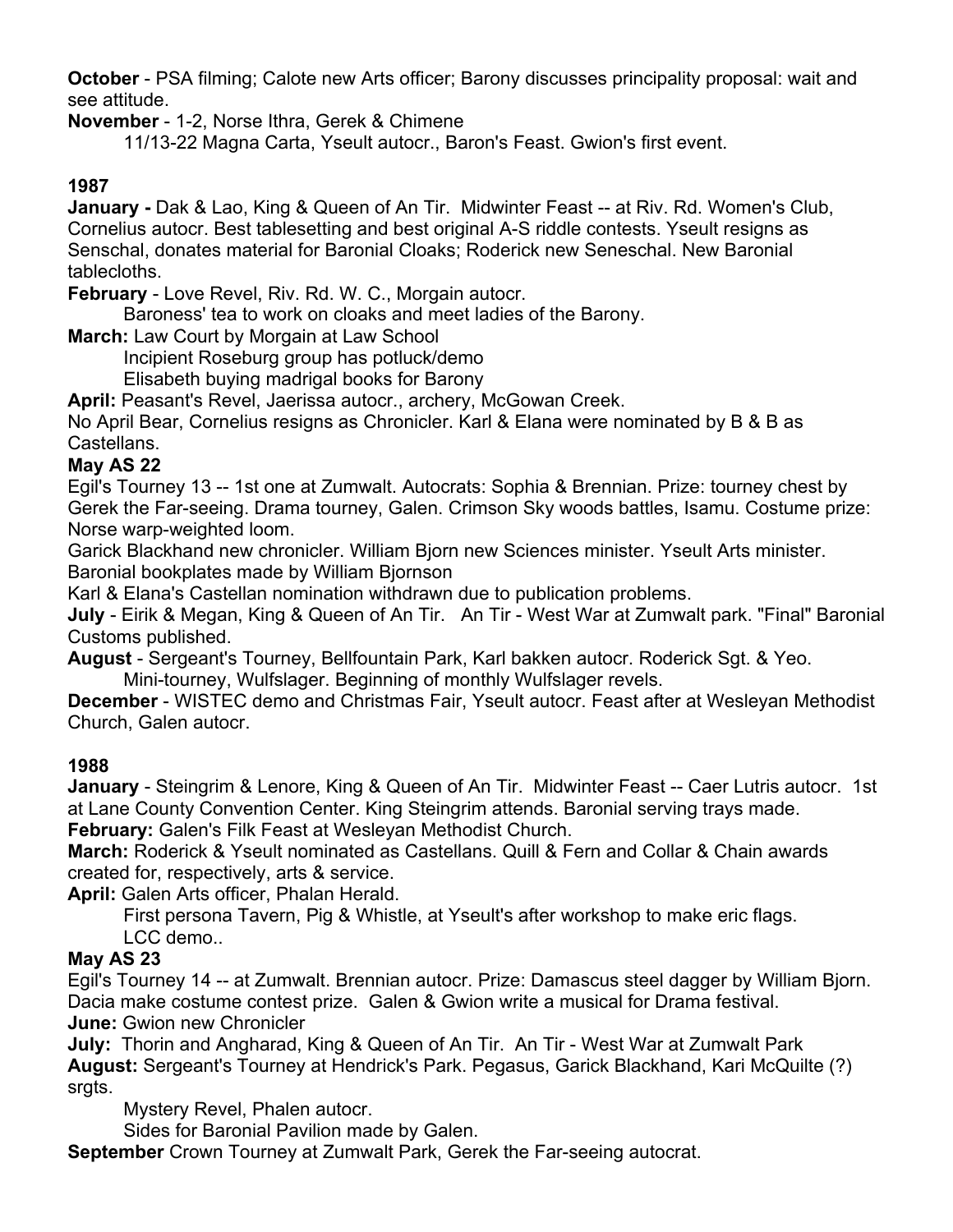**October** - PSA filming; Calote new Arts officer; Barony discusses principality proposal: wait and see attitude.

**November** - 1-2, Norse Ithra, Gerek & Chimene

11/13-22 Magna Carta, Yseult autocr., Baron's Feast. Gwion's first event.

### 1987

**January -** Dak & Lao, King & Queen of An Tir. Midwinter Feast -- at Riv. Rd. Women's Club, Cornelius autocr. Best tablesetting and best original A-S riddle contests. Yseult resigns as Senschal, donates material for Baronial Cloaks; Roderick new Seneschal. New Baronial tablecloths.

**February** - Love Revel, Riv. Rd. W. C., Morgain autocr.

Baroness' tea to work on cloaks and meet ladies of the Barony.

**March:** Law Court by Morgain at Law School

Incipient Roseburg group has potluck/demo

Elisabeth buying madrigal books for Barony

**April:** Peasant's Revel, Jaerissa autocr., archery, McGowan Creek.

No April Bear, Cornelius resigns as Chronicler. Karl & Elana were nominated by B & B as Castellans.

**May AS 22**

Egil's Tourney 13 -- 1st one at Zumwalt. Autocrats: Sophia & Brennian. Prize: tourney chest by Gerek the Far-seeing. Drama tourney, Galen. Crimson Sky woods battles, Isamu. Costume prize: Norse warp-weighted loom.

Garick Blackhand new chronicler. William Bjorn new Sciences minister. Yseult Arts minister.

Baronial bookplates made by William Bjornson

Karl & Elana's Castellan nomination withdrawn due to publication problems.

**July** - Eirik & Megan, King & Queen of An Tir. An Tir - West War at Zumwalt park. "Final" Baronial Customs published.

**August** - Sergeant's Tourney, Bellfountain Park, Karl bakken autocr. Roderick Sgt. & Yeo.

Mini-tourney, Wulfslager. Beginning of monthly Wulfslager revels.

**December** - WISTEC demo and Christmas Fair, Yseult autocr. Feast after at Wesleyan Methodist Church, Galen autocr.

### 1988

**January** - Steingrim & Lenore, King & Queen of An Tir. Midwinter Feast -- Caer Lutris autocr. 1st at Lane County Convention Center. King Steingrim attends. Baronial serving trays made.

**February:** Galen's Filk Feast at Wesleyan Methodist Church.

**March:** Roderick & Yseult nominated as Castellans. Quill & Fern and Collar & Chain awards created for, respectively, arts & service.

**April:** Galen Arts officer, Phalan Herald.

First persona Tavern, Pig & Whistle, at Yseult's after workshop to make eric flags.

LCC demo..

**May AS 23**

Egil's Tourney 14 -- at Zumwalt. Brennian autocr. Prize: Damascus steel dagger by William Bjorn. Dacia make costume contest prize. Galen & Gwion write a musical for Drama festival.

**June:** Gwion new Chronicler

**July:** Thorin and Angharad, King & Queen of An Tir. An Tir - West War at Zumwalt Park

**August:** Sergeant's Tourney at Hendrick's Park. Pegasus, Garick Blackhand, Kari McQuilte (?) srgts.

Mystery Revel, Phalen autocr.

Sides for Baronial Pavilion made by Galen.

**September** Crown Tourney at Zumwalt Park, Gerek the Far-seeing autocrat.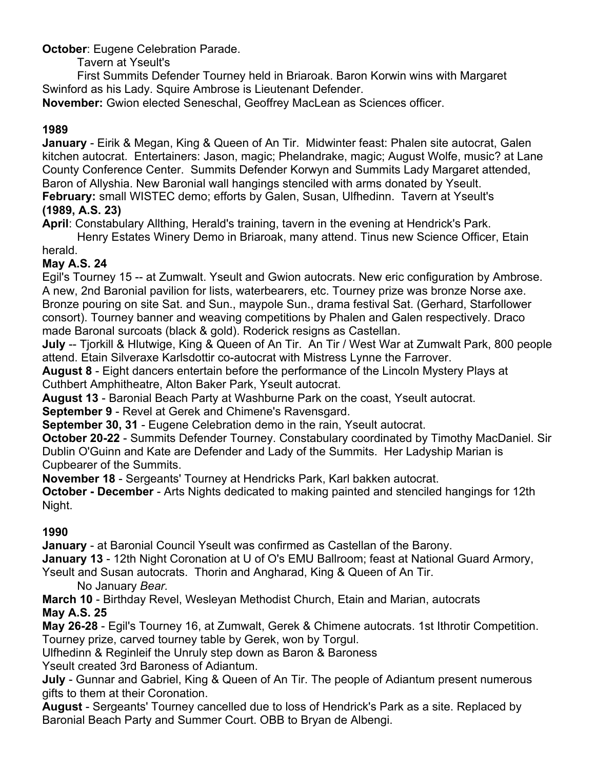**October**: Eugene Celebration Parade.

Tavern at Yseult's

First Summits Defender Tourney held in Briaroak. Baron Korwin wins with Margaret Swinford as his Lady. Squire Ambrose is Lieutenant Defender.

**November:** Gwion elected Seneschal, Geoffrey MacLean as Sciences officer.

**1989**

**January** - Eirik & Megan, King & Queen of An Tir. Midwinter feast: Phalen site autocrat, Galen kitchen autocrat. Entertainers: Jason, magic; Phelandrake, magic; August Wolfe, music? at Lane County Conference Center. Summits Defender Korwyn and Summits Lady Margaret attended, Baron of Allyshia. New Baronial wall hangings stenciled with arms donated by Yseult.

**February:** small WISTEC demo; efforts by Galen, Susan, Ulfhedinn. Tavern at Yseult's

**(1989, A.S. 23)**

**April**: Constabulary Allthing, Herald's training, tavern in the evening at Hendrick's Park.

Henry Estates Winery Demo in Briaroak, many attend. Tinus new Science Officer, Etain herald.

**May A.S. 24**

Egil's Tourney 15 -- at Zumwalt. Yseult and Gwion autocrats. New eric configuration by Ambrose. A new, 2nd Baronial pavilion for lists, waterbearers, etc. Tourney prize was bronze Norse axe. Bronze pouring on site Sat. and Sun., maypole Sun., drama festival Sat. (Gerhard, Starfollower consort). Tourney banner and weaving competitions by Phalen and Galen respectively. Draco made Baronal surcoats (black & gold). Roderick resigns as Castellan.

**July** -- Tjorkill & Hlutwige, King & Queen of An Tir. An Tir / West War at Zumwalt Park, 800 people attend. Etain Silveraxe Karlsdottir co-autocrat with Mistress Lynne the Farrover.

**August 8** - Eight dancers entertain before the performance of the Lincoln Mystery Plays at Cuthbert Amphitheatre, Alton Baker Park, Yseult autocrat.

**August 13** - Baronial Beach Party at Washburne Park on the coast, Yseult autocrat.

**September 9** - Revel at Gerek and Chimene's Ravensgard.

**September 30, 31** - Eugene Celebration demo in the rain, Yseult autocrat.

**October 20-22** - Summits Defender Tourney. Constabulary coordinated by Timothy MacDaniel. Sir Dublin O'Guinn and Kate are Defender and Lady of the Summits. Her Ladyship Marian is Cupbearer of the Summits.

**November 18** - Sergeants' Tourney at Hendricks Park, Karl bakken autocrat.

**October - December** - Arts Nights dedicated to making painted and stenciled hangings for 12th Night.

**1990**

**January** - at Baronial Council Yseult was confirmed as Castellan of the Barony.

**January 13** - 12th Night Coronation at U of O's EMU Ballroom; feast at National Guard Armory, Yseult and Susan autocrats. Thorin and Angharad, King & Queen of An Tir.

No January *Bear.*

**March 10** - Birthday Revel, Wesleyan Methodist Church, Etain and Marian, autocrats

**May A.S. 25**

**May 26-28** - Egil's Tourney 16, at Zumwalt, Gerek & Chimene autocrats. 1st Ithrotir Competition. Tourney prize, carved tourney table by Gerek, won by Torgul.

Ulfhedinn & Reginleif the Unruly step down as Baron & Baroness

Yseult created 3rd Baroness of Adiantum.

**July** - Gunnar and Gabriel, King & Queen of An Tir. The people of Adiantum present numerous gifts to them at their Coronation.

**August** - Sergeants' Tourney cancelled due to loss of Hendrick's Park as a site. Replaced by Baronial Beach Party and Summer Court. OBB to Bryan de Albengi.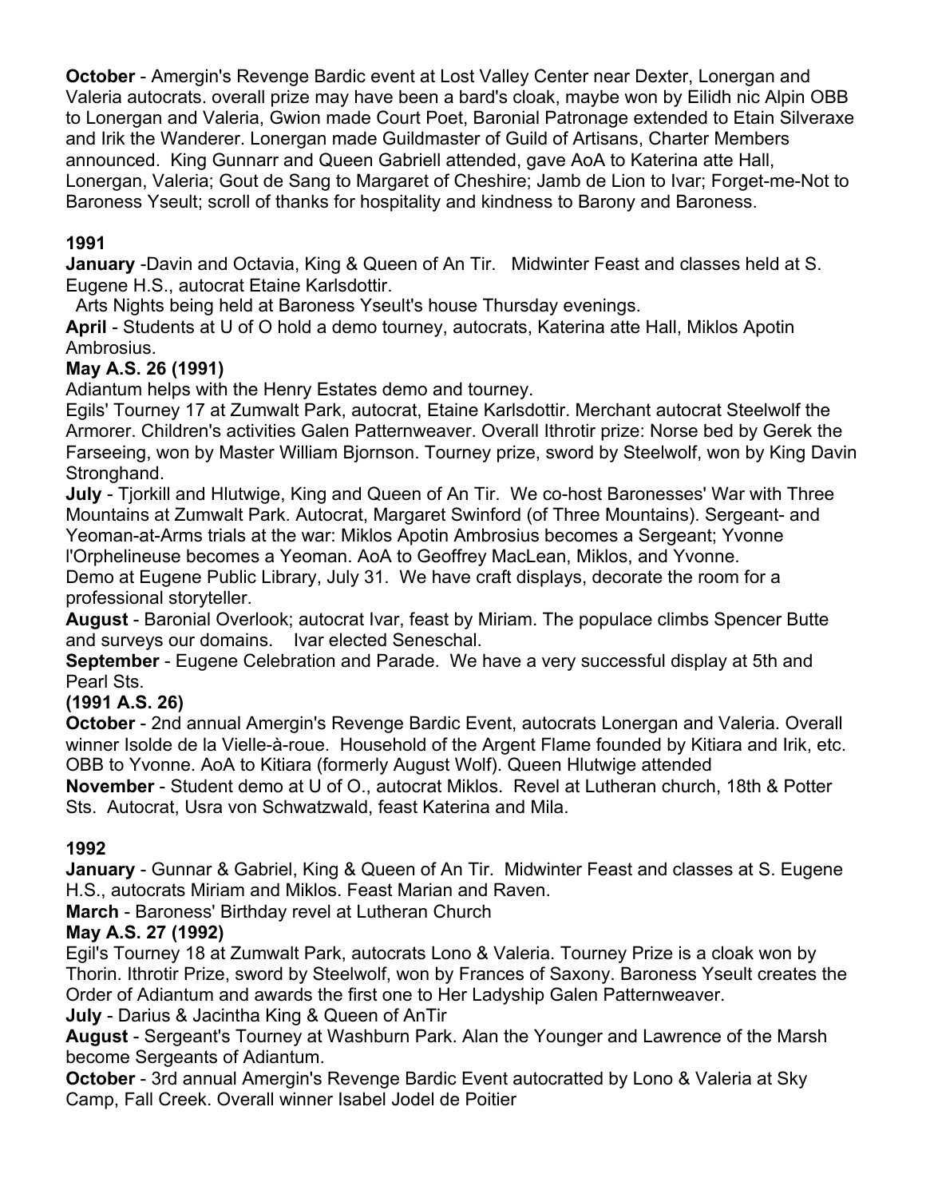**October** - Amergin's Revenge Bardic event at Lost Valley Center near Dexter, Lonergan and Valeria autocrats. overall prize may have been a bard's cloak, maybe won by Eilidh nic Alpin OBB to Lonergan and Valeria, Gwion made Court Poet, Baronial Patronage extended to Etain Silveraxe and Irik the Wanderer. Lonergan made Guildmaster of Guild of Artisans, Charter Members announced. King Gunnarr and Queen Gabriell attended, gave AoA to Katerina atte Hall, Lonergan, Valeria; Gout de Sang to Margaret of Cheshire; Jamb de Lion to Ivar; Forget-me-Not to Baroness Yseult; scroll of thanks for hospitality and kindness to Barony and Baroness.

**1991**

**January** -Davin and Octavia, King & Queen of An Tir. Midwinter Feast and classes held at S. Eugene H.S., autocrat Etaine Karlsdottir.

Arts Nights being held at Baroness Yseult's house Thursday evenings.

**April** - Students at U of O hold a demo tourney, autocrats, Katerina atte Hall, Miklos Apotin Ambrosius.

**May A.S. 26 (1991)**

Adiantum helps with the Henry Estates demo and tourney.

Egils' Tourney 17 at Zumwalt Park, autocrat, Etaine Karlsdottir. Merchant autocrat Steelwolf the Armorer. Children's activities Galen Patternweaver. Overall Ithrotir prize: Norse bed by Gerek the Farseeing, won by Master William Bjornson. Tourney prize, sword by Steelwolf, won by King Davin Stronghand.

**July** - Tjorkill and Hlutwige, King and Queen of An Tir. We co-host Baronesses' War with Three Mountains at Zumwalt Park. Autocrat, Margaret Swinford (of Three Mountains). Sergeant- and Yeoman-at-Arms trials at the war: Miklos Apotin Ambrosius becomes a Sergeant; Yvonne l'Orphelineuse becomes a Yeoman. AoA to Geoffrey MacLean, Miklos, and Yvonne.

Demo at Eugene Public Library, July 31. We have craft displays, decorate the room for a professional storyteller.

**August** - Baronial Overlook; autocrat Ivar, feast by Miriam. The populace climbs Spencer Butte and surveys our domains. Ivar elected Seneschal.

**September** - Eugene Celebration and Parade. We have a very successful display at 5th and Pearl Sts.

**(1991 A.S. 26)**

**October** - 2nd annual Amergin's Revenge Bardic Event, autocrats Lonergan and Valeria. Overall winner Isolde de la Vielle-à-roue. Household of the Argent Flame founded by Kitiara and Irik, etc. OBB to Yvonne. AoA to Kitiara (formerly August Wolf). Queen Hlutwige attended

**November** - Student demo at U of O., autocrat Miklos. Revel at Lutheran church, 18th & Potter Sts. Autocrat, Usra von Schwatzwald, feast Katerina and Mila.

**1992**

**January** - Gunnar & Gabriel, King & Queen of An Tir. Midwinter Feast and classes at S. Eugene H.S., autocrats Miriam and Miklos. Feast Marian and Raven.

**March** - Baroness' Birthday revel at Lutheran Church

**May A.S. 27 (1992)**

Egil's Tourney 18 at Zumwalt Park, autocrats Lono & Valeria. Tourney Prize is a cloak won by Thorin. Ithrotir Prize, sword by Steelwolf, won by Frances of Saxony. Baroness Yseult creates the Order of Adiantum and awards the first one to Her Ladyship Galen Patternweaver.

**July** - Darius & Jacintha King & Queen of AnTir

**August** - Sergeant's Tourney at Washburn Park. Alan the Younger and Lawrence of the Marsh become Sergeants of Adiantum.

**October** - 3rd annual Amergin's Revenge Bardic Event autocratted by Lono & Valeria at Sky Camp, Fall Creek. Overall winner Isabel Jodel de Poitier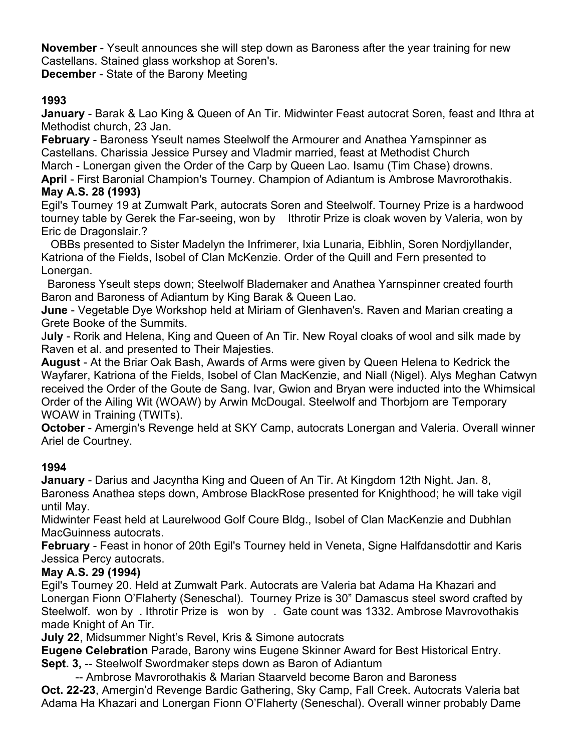**November** - Yseult announces she will step down as Baroness after the year training for new Castellans. Stained glass workshop at Soren's.
**December** - State of the Barony Meeting

**1993**

**January** - Barak & Lao King & Queen of An Tir. Midwinter Feast autocrat Soren, feast and Ithra at Methodist church, 23 Jan.
**February** - Baroness Yseult names Steelwolf the Armourer and Anathea Yarnspinner as Castellans. Charissia Jessice Pursey and Vladmir married, feast at Methodist Church
March - Lonergan given the Order of the Carp by Queen Lao. Isamu (Tim Chase) drowns.
**April** - First Baronial Champion's Tourney. Champion of Adiantum is Ambrose Mavrorothakis.
**May A.S. 28 (1993)**
Egil's Tourney 19 at Zumwalt Park, autocrats Soren and Steelwolf. Tourney Prize is a hardwood tourney table by Gerek the Far-seeing, won by    Ithrotir Prize is cloak woven by Valeria, won by Eric de Dragonslair.?
  OBBs presented to Sister Madelyn the Infrimerer, Ixia Lunaria, Eibhlin, Soren Nordjyllander, Katriona of the Fields, Isobel of Clan McKenzie. Order of the Quill and Fern presented to Lonergan.
  Baroness Yseult steps down; Steelwolf Blademaker and Anathea Yarnspinner created fourth Baron and Baroness of Adiantum by King Barak & Queen Lao.
**June** - Vegetable Dye Workshop held at Miriam of Glenhaven's. Raven and Marian creating a Grete Booke of the Summits.
J**uly** - Rorik and Helena, King and Queen of An Tir. New Royal cloaks of wool and silk made by Raven et al. and presented to Their Majesties.
**August** - At the Briar Oak Bash, Awards of Arms were given by Queen Helena to Kedrick the Wayfarer, Katriona of the Fields, Isobel of Clan MacKenzie, and Niall (Nigel). Alys Meghan Catwyn received the Order of the Goute de Sang. Ivar, Gwion and Bryan were inducted into the Whimsical Order of the Ailing Wit (WOAW) by Arwin McDougal. Steelwolf and Thorbjorn are Temporary WOAW in Training (TWITs).
**October** - Amergin's Revenge held at SKY Camp, autocrats Lonergan and Valeria. Overall winner Ariel de Courtney.

**1994**

**January** - Darius and Jacyntha King and Queen of An Tir. At Kingdom 12th Night. Jan. 8, Baroness Anathea steps down, Ambrose BlackRose presented for Knighthood; he will take vigil until May.
Midwinter Feast held at Laurelwood Golf Coure Bldg., Isobel of Clan MacKenzie and Dubhlan MacGuinness autocrats.
**February** - Feast in honor of 20th Egil's Tourney held in Veneta, Signe Halfdansdottir and Karis Jessica Percy autocrats.
**May A.S. 29 (1994)**
Egil's Tourney 20. Held at Zumwalt Park. Autocrats are Valeria bat Adama Ha Khazari and Lonergan Fionn O'Flaherty (Seneschal).  Tourney Prize is 30" Damascus steel sword crafted by Steelwolf.  won by  . Ithrotir Prize is   won by  .  Gate count was 1332. Ambrose Mavrovothakis made Knight of An Tir.
**July 22**, Midsummer Night's Revel, Kris & Simone autocrats
**Eugene Celebration** Parade, Barony wins Eugene Skinner Award for Best Historical Entry.
**Sept. 3,** -- Steelwolf Swordmaker steps down as Baron of Adiantum
        -- Ambrose Mavrorothakis & Marian Staarveld become Baron and Baroness
**Oct. 22-23**, Amergin'd Revenge Bardic Gathering, Sky Camp, Fall Creek. Autocrats Valeria bat Adama Ha Khazari and Lonergan Fionn O'Flaherty (Seneschal). Overall winner probably Dame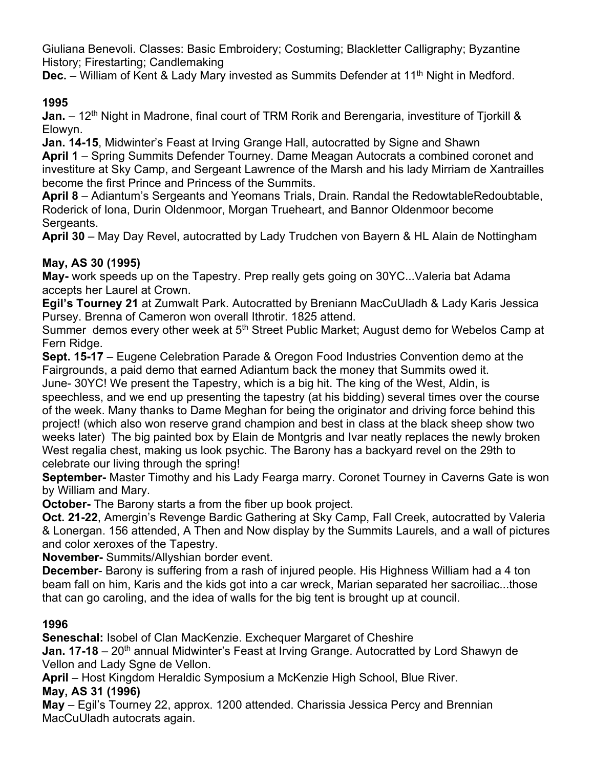Giuliana Benevoli. Classes: Basic Embroidery; Costuming; Blackletter Calligraphy; Byzantine History; Firestarting; Candlemaking

**Dec.** – William of Kent & Lady Mary invested as Summits Defender at 11th Night in Medford.

**1995**

**Jan.** – 12th Night in Madrone, final court of TRM Rorik and Berengaria, investiture of Tjorkill & Elowyn.

**Jan. 14-15**, Midwinter's Feast at Irving Grange Hall, autocratted by Signe and Shawn

**April 1** – Spring Summits Defender Tourney. Dame Meagan Autocrats a combined coronet and investiture at Sky Camp, and Sergeant Lawrence of the Marsh and his lady Mirriam de Xantrailles become the first Prince and Princess of the Summits.

**April 8** – Adiantum's Sergeants and Yeomans Trials, Drain. Randal the RedowtableRedoubtable, Roderick of Iona, Durin Oldenmoor, Morgan Trueheart, and Bannor Oldenmoor become Sergeants.

**April 30** – May Day Revel, autocratted by Lady Trudchen von Bayern & HL Alain de Nottingham

**May, AS 30 (1995)**

**May-** work speeds up on the Tapestry. Prep really gets going on 30YC...Valeria bat Adama accepts her Laurel at Crown.

**Egil's Tourney 21** at Zumwalt Park. Autocratted by Breniann MacCuUladh & Lady Karis Jessica Pursey. Brenna of Cameron won overall Ithrotir. 1825 attend.

Summer demos every other week at 5th Street Public Market; August demo for Webelos Camp at Fern Ridge.

**Sept. 15-17** – Eugene Celebration Parade & Oregon Food Industries Convention demo at the Fairgrounds, a paid demo that earned Adiantum back the money that Summits owed it.

June- 30YC! We present the Tapestry, which is a big hit. The king of the West, Aldin, is speechless, and we end up presenting the tapestry (at his bidding) several times over the course of the week. Many thanks to Dame Meghan for being the originator and driving force behind this project! (which also won reserve grand champion and best in class at the black sheep show two weeks later) The big painted box by Elain de Montgris and Ivar neatly replaces the newly broken West regalia chest, making us look psychic. The Barony has a backyard revel on the 29th to celebrate our living through the spring!

**September-** Master Timothy and his Lady Fearga marry. Coronet Tourney in Caverns Gate is won by William and Mary.

**October-** The Barony starts a from the fiber up book project.

**Oct. 21-22**, Amergin's Revenge Bardic Gathering at Sky Camp, Fall Creek, autocratted by Valeria & Lonergan. 156 attended, A Then and Now display by the Summits Laurels, and a wall of pictures and color xeroxes of the Tapestry.

**November-** Summits/Allyshian border event.

**December**- Barony is suffering from a rash of injured people. His Highness William had a 4 ton beam fall on him, Karis and the kids got into a car wreck, Marian separated her sacroiliac...those that can go caroling, and the idea of walls for the big tent is brought up at council.

**1996**

**Seneschal:** Isobel of Clan MacKenzie. Exchequer Margaret of Cheshire

**Jan. 17-18** – 20th annual Midwinter's Feast at Irving Grange. Autocratted by Lord Shawyn de Vellon and Lady Sgne de Vellon.

**April** – Host Kingdom Heraldic Symposium a McKenzie High School, Blue River.

**May, AS 31 (1996)**

**May** – Egil's Tourney 22, approx. 1200 attended. Charissia Jessica Percy and Brennian MacCuUladh autocrats again.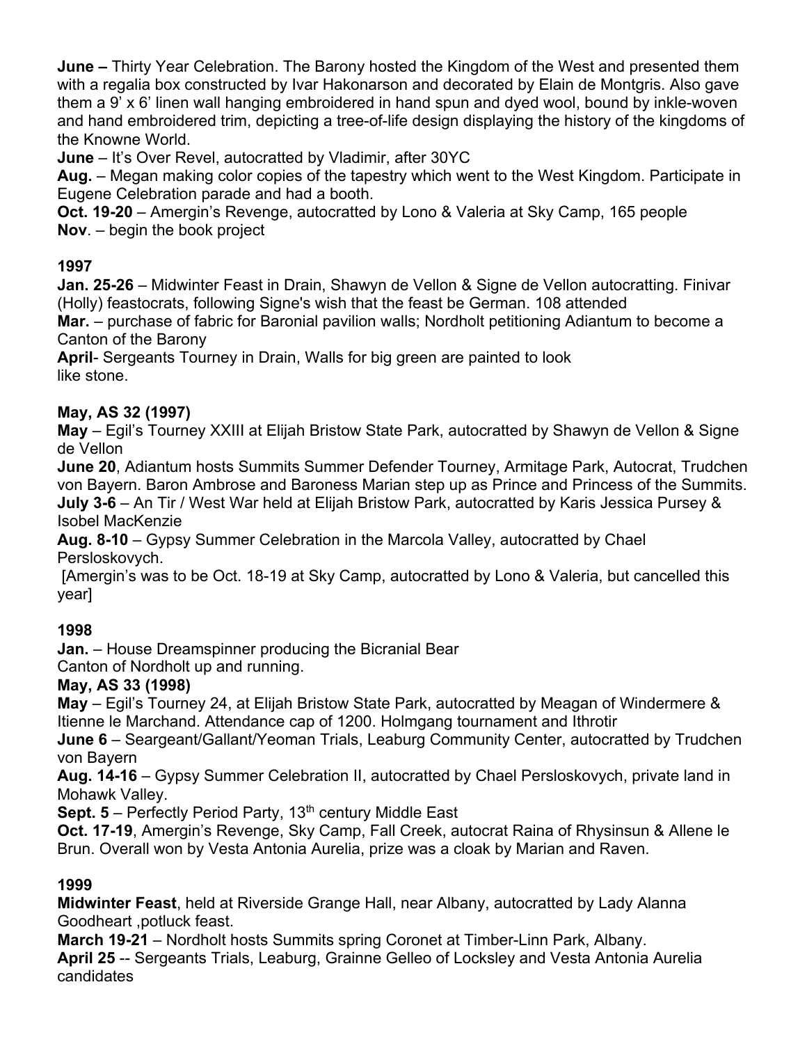**June –** Thirty Year Celebration. The Barony hosted the Kingdom of the West and presented them with a regalia box constructed by Ivar Hakonarson and decorated by Elain de Montgris. Also gave them a 9' x 6' linen wall hanging embroidered in hand spun and dyed wool, bound by inkle-woven and hand embroidered trim, depicting a tree-of-life design displaying the history of the kingdoms of the Knowne World.

**June** – It's Over Revel, autocratted by Vladimir, after 30YC

**Aug.** – Megan making color copies of the tapestry which went to the West Kingdom. Participate in Eugene Celebration parade and had a booth.

**Oct. 19-20** – Amergin's Revenge, autocratted by Lono & Valeria at Sky Camp, 165 people

**Nov**. – begin the book project

### 1997

**Jan. 25-26** – Midwinter Feast in Drain, Shawyn de Vellon & Signe de Vellon autocratting. Finivar (Holly) feastocrats, following Signe's wish that the feast be German. 108 attended

**Mar.** – purchase of fabric for Baronial pavilion walls; Nordholt petitioning Adiantum to become a Canton of the Barony

**April**- Sergeants Tourney in Drain, Walls for big green are painted to look like stone.

### May, AS 32 (1997)

**May** – Egil's Tourney XXIII at Elijah Bristow State Park, autocratted by Shawyn de Vellon & Signe de Vellon

**June 20**, Adiantum hosts Summits Summer Defender Tourney, Armitage Park, Autocrat, Trudchen von Bayern. Baron Ambrose and Baroness Marian step up as Prince and Princess of the Summits.

**July 3-6** – An Tir / West War held at Elijah Bristow Park, autocratted by Karis Jessica Pursey & Isobel MacKenzie

**Aug. 8-10** – Gypsy Summer Celebration in the Marcola Valley, autocratted by Chael Persloskovych.

[Amergin's was to be Oct. 18-19 at Sky Camp, autocratted by Lono & Valeria, but cancelled this year]

### 1998

**Jan.** – House Dreamspinner producing the Bicranial Bear

Canton of Nordholt up and running.

### May, AS 33 (1998)

**May** – Egil's Tourney 24, at Elijah Bristow State Park, autocratted by Meagan of Windermere & Itienne le Marchand. Attendance cap of 1200. Holmgang tournament and Ithrotir

**June 6** – Seargeant/Gallant/Yeoman Trials, Leaburg Community Center, autocratted by Trudchen von Bayern

**Aug. 14-16** – Gypsy Summer Celebration II, autocratted by Chael Persloskovych, private land in Mohawk Valley.

**Sept. 5** – Perfectly Period Party, 13th century Middle East

**Oct. 17-19**, Amergin's Revenge, Sky Camp, Fall Creek, autocrat Raina of Rhysinsun & Allene le Brun. Overall won by Vesta Antonia Aurelia, prize was a cloak by Marian and Raven.

### 1999

**Midwinter Feast**, held at Riverside Grange Hall, near Albany, autocratted by Lady Alanna Goodheart ,potluck feast.

**March 19-21** – Nordholt hosts Summits spring Coronet at Timber-Linn Park, Albany.

**April 25** -- Sergeants Trials, Leaburg, Grainne Gelleo of Locksley and Vesta Antonia Aurelia candidates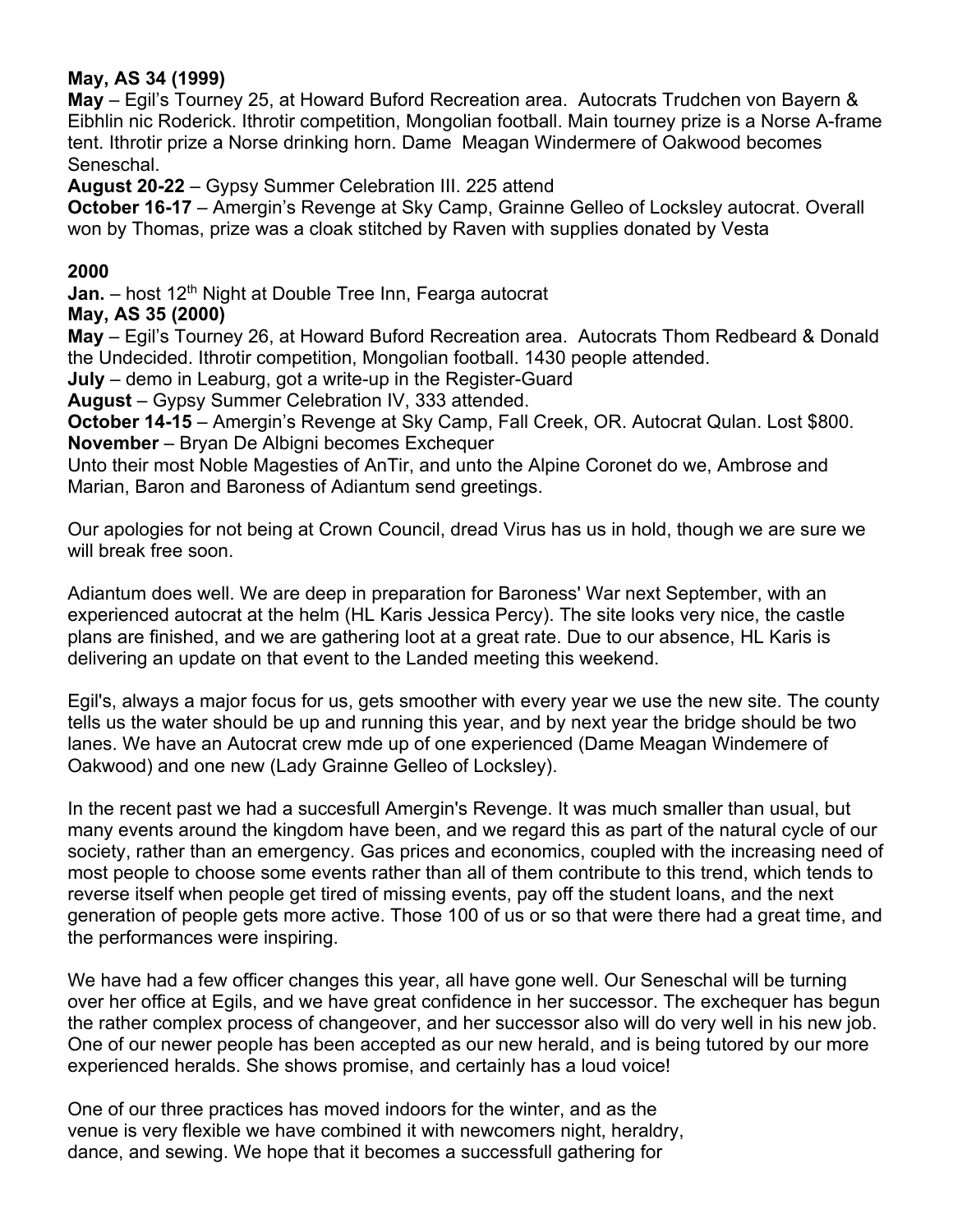**May, AS 34 (1999)**
**May** – Egil's Tourney 25, at Howard Buford Recreation area. Autocrats Trudchen von Bayern & Eibhlin nic Roderick. Ithrotir competition, Mongolian football. Main tourney prize is a Norse A-frame tent. Ithrotir prize a Norse drinking horn. Dame Meagan Windermere of Oakwood becomes Seneschal.
**August 20-22** – Gypsy Summer Celebration III. 225 attend
**October 16-17** – Amergin's Revenge at Sky Camp, Grainne Gelleo of Locksley autocrat. Overall won by Thomas, prize was a cloak stitched by Raven with supplies donated by Vesta

**2000**
**Jan.** – host 12th Night at Double Tree Inn, Fearga autocrat
**May, AS 35 (2000)**
**May** – Egil's Tourney 26, at Howard Buford Recreation area. Autocrats Thom Redbeard & Donald the Undecided. Ithrotir competition, Mongolian football. 1430 people attended.
**July** – demo in Leaburg, got a write-up in the Register-Guard
**August** – Gypsy Summer Celebration IV, 333 attended.
**October 14-15** – Amergin's Revenge at Sky Camp, Fall Creek, OR. Autocrat Qulan. Lost $800.
**November** – Bryan De Albigni becomes Exchequer
Unto their most Noble Magesties of AnTir, and unto the Alpine Coronet do we, Ambrose and Marian, Baron and Baroness of Adiantum send greetings.

Our apologies for not being at Crown Council, dread Virus has us in hold, though we are sure we will break free soon.

Adiantum does well. We are deep in preparation for Baroness' War next September, with an experienced autocrat at the helm (HL Karis Jessica Percy). The site looks very nice, the castle plans are finished, and we are gathering loot at a great rate. Due to our absence, HL Karis is delivering an update on that event to the Landed meeting this weekend.

Egil's, always a major focus for us, gets smoother with every year we use the new site. The county tells us the water should be up and running this year, and by next year the bridge should be two lanes. We have an Autocrat crew mde up of one experienced (Dame Meagan Windemere of Oakwood) and one new (Lady Grainne Gelleo of Locksley).

In the recent past we had a succesfull Amergin's Revenge. It was much smaller than usual, but many events around the kingdom have been, and we regard this as part of the natural cycle of our society, rather than an emergency. Gas prices and economics, coupled with the increasing need of most people to choose some events rather than all of them contribute to this trend, which tends to reverse itself when people get tired of missing events, pay off the student loans, and the next generation of people gets more active. Those 100 of us or so that were there had a great time, and the performances were inspiring.

We have had a few officer changes this year, all have gone well. Our Seneschal will be turning over her office at Egils, and we have great confidence in her successor. The exchequer has begun the rather complex process of changeover, and her successor also will do very well in his new job. One of our newer people has been accepted as our new herald, and is being tutored by our more experienced heralds. She shows promise, and certainly has a loud voice!

One of our three practices has moved indoors for the winter, and as the venue is very flexible we have combined it with newcomers night, heraldry, dance, and sewing. We hope that it becomes a successfull gathering for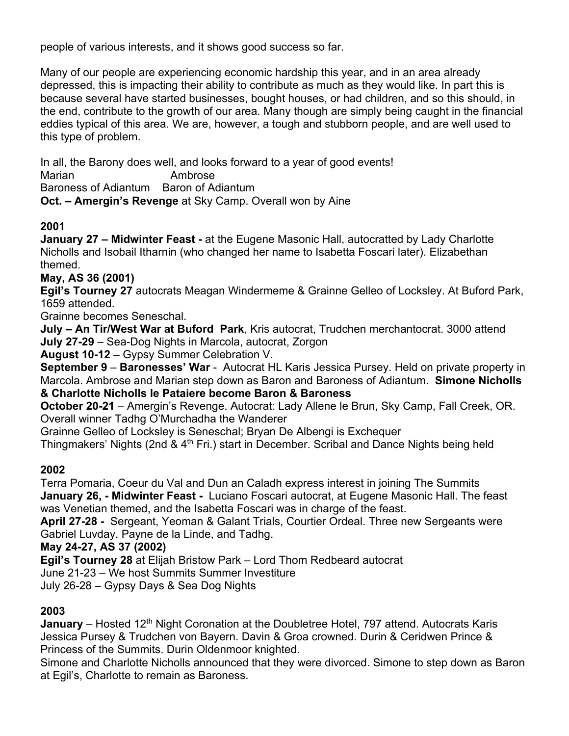people of various interests, and it shows good success so far.

Many of our people are experiencing economic hardship this year, and in an area already depressed, this is impacting their ability to contribute as much as they would like. In part this is because several have started businesses, bought houses, or had children, and so this should, in the end, contribute to the growth of our area. Many though are simply being caught in the financial eddies typical of this area. We are, however, a tough and stubborn people, and are well used to this type of problem.

In all, the Barony does well, and looks forward to a year of good events!

Marian　　　　　　　　Ambrose
Baroness of Adiantum　Baron of Adiantum

**Oct. – Amergin's Revenge** at Sky Camp. Overall won by Aine

**2001**

**January 27 – Midwinter Feast -** at the Eugene Masonic Hall, autocratted by Lady Charlotte Nicholls and Isobail Itharnin (who changed her name to Isabetta Foscari later). Elizabethan themed.

**May, AS 36 (2001)**

**Egil's Tourney 27** autocrats Meagan Windermeme & Grainne Gelleo of Locksley. At Buford Park, 1659 attended.

Grainne becomes Seneschal.

**July – An Tir/West War at Buford Park**, Kris autocrat, Trudchen merchantocrat. 3000 attend

**July 27-29** – Sea-Dog Nights in Marcola, autocrat, Zorgon

**August 10-12** – Gypsy Summer Celebration V.

**September 9** – **Baronesses' War** - Autocrat HL Karis Jessica Pursey. Held on private property in Marcola. Ambrose and Marian step down as Baron and Baroness of Adiantum. **Simone Nicholls & Charlotte Nicholls le Pataiere become Baron & Baroness**

**October 20-21** – Amergin's Revenge. Autocrat: Lady Allene le Brun, Sky Camp, Fall Creek, OR. Overall winner Tadhg O'Murchadha the Wanderer

Grainne Gelleo of Locksley is Seneschal; Bryan De Albengi is Exchequer

Thingmakers' Nights (2nd & 4th Fri.) start in December. Scribal and Dance Nights being held

**2002**

Terra Pomaria, Coeur du Val and Dun an Caladh express interest in joining The Summits

**January 26, - Midwinter Feast -** Luciano Foscari autocrat, at Eugene Masonic Hall. The feast was Venetian themed, and the Isabetta Foscari was in charge of the feast.

**April 27-28 -** Sergeant, Yeoman & Galant Trials, Courtier Ordeal. Three new Sergeants were Gabriel Luvday. Payne de la Linde, and Tadhg.

**May 24-27, AS 37 (2002)**

**Egil's Tourney 28** at Elijah Bristow Park – Lord Thom Redbeard autocrat

June 21-23 – We host Summits Summer Investiture

July 26-28 – Gypsy Days & Sea Dog Nights

**2003**

**January** – Hosted 12th Night Coronation at the Doubletree Hotel, 797 attend. Autocrats Karis Jessica Pursey & Trudchen von Bayern. Davin & Groa crowned. Durin & Ceridwen Prince & Princess of the Summits. Durin Oldenmoor knighted.

Simone and Charlotte Nicholls announced that they were divorced. Simone to step down as Baron at Egil's, Charlotte to remain as Baroness.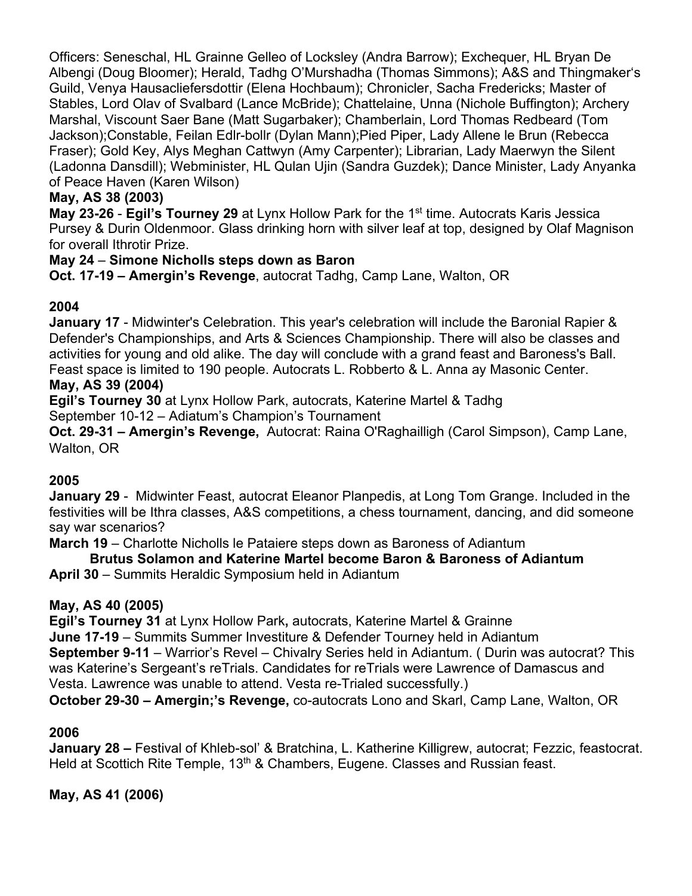Officers: Seneschal, HL Grainne Gelleo of Locksley (Andra Barrow); Exchequer, HL Bryan De Albengi (Doug Bloomer); Herald, Tadhg O'Murshadha (Thomas Simmons); A&S and Thingmaker's Guild, Venya Hausacliefersdottir (Elena Hochbaum); Chronicler, Sacha Fredericks; Master of Stables, Lord Olav of Svalbard (Lance McBride); Chattelaine, Unna (Nichole Buffington); Archery Marshal, Viscount Saer Bane (Matt Sugarbaker); Chamberlain, Lord Thomas Redbeard (Tom Jackson);Constable, Feilan Edlr-bollr (Dylan Mann);Pied Piper, Lady Allene le Brun (Rebecca Fraser); Gold Key, Alys Meghan Cattwyn (Amy Carpenter); Librarian, Lady Maerwyn the Silent (Ladonna Dansdill); Webminister, HL Qulan Ujin (Sandra Guzdek); Dance Minister, Lady Anyanka of Peace Haven (Karen Wilson)

**May, AS 38 (2003)**

**May 23-26** - **Egil's Tourney 29** at Lynx Hollow Park for the 1st time. Autocrats Karis Jessica Pursey & Durin Oldenmoor. Glass drinking horn with silver leaf at top, designed by Olaf Magnison for overall Ithrotir Prize.

**May 24** – **Simone Nicholls steps down as Baron**

**Oct. 17-19 – Amergin's Revenge**, autocrat Tadhg, Camp Lane, Walton, OR

**2004**

**January 17** - Midwinter's Celebration. This year's celebration will include the Baronial Rapier & Defender's Championships, and Arts & Sciences Championship. There will also be classes and activities for young and old alike. The day will conclude with a grand feast and Baroness's Ball. Feast space is limited to 190 people. Autocrats L. Robberto & L. Anna ay Masonic Center.

**May, AS 39 (2004)**

**Egil's Tourney 30** at Lynx Hollow Park, autocrats, Katerine Martel & Tadhg

September 10-12 – Adiatum's Champion's Tournament

**Oct. 29-31 – Amergin's Revenge,** Autocrat: Raina O'Raghailligh (Carol Simpson), Camp Lane, Walton, OR

**2005**

**January 29** - Midwinter Feast, autocrat Eleanor Planpedis, at Long Tom Grange. Included in the festivities will be Ithra classes, A&S competitions, a chess tournament, dancing, and did someone say war scenarios?

**March 19** – Charlotte Nicholls le Pataiere steps down as Baroness of Adiantum

**Brutus Solamon and Katerine Martel become Baron & Baroness of Adiantum**

**April 30** – Summits Heraldic Symposium held in Adiantum

**May, AS 40 (2005)**

**Egil's Tourney 31** at Lynx Hollow Park**,** autocrats, Katerine Martel & Grainne

**June 17-19** – Summits Summer Investiture & Defender Tourney held in Adiantum

**September 9-11** – Warrior's Revel – Chivalry Series held in Adiantum. ( Durin was autocrat? This was Katerine's Sergeant's reTrials. Candidates for reTrials were Lawrence of Damascus and Vesta. Lawrence was unable to attend. Vesta re-Trialed successfully.)

**October 29-30 – Amergin;'s Revenge,** co-autocrats Lono and Skarl, Camp Lane, Walton, OR

**2006**

**January 28 –** Festival of Khleb-sol' & Bratchina, L. Katherine Killigrew, autocrat; Fezzic, feastocrat. Held at Scottich Rite Temple, 13th & Chambers, Eugene. Classes and Russian feast.

**May, AS 41 (2006)**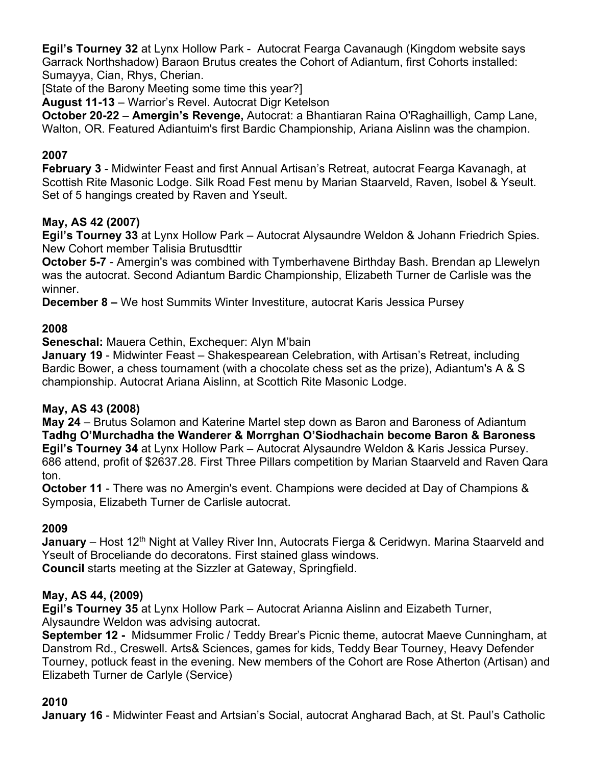**Egil's Tourney 32** at Lynx Hollow Park - Autocrat Fearga Cavanaugh (Kingdom website says Garrack Northshadow) Baraon Brutus creates the Cohort of Adiantum, first Cohorts installed: Sumayya, Cian, Rhys, Cherian.

[State of the Barony Meeting some time this year?]

**August 11-13** – Warrior's Revel. Autocrat Digr Ketelson

**October 20-22** – **Amergin's Revenge,** Autocrat: a Bhantiaran Raina O'Raghailligh, Camp Lane, Walton, OR. Featured Adiantuim's first Bardic Championship, Ariana Aislinn was the champion.

**2007**

**February 3** - Midwinter Feast and first Annual Artisan's Retreat, autocrat Fearga Kavanagh, at Scottish Rite Masonic Lodge. Silk Road Fest menu by Marian Staarveld, Raven, Isobel & Yseult. Set of 5 hangings created by Raven and Yseult.

**May, AS 42 (2007)**

**Egil's Tourney 33** at Lynx Hollow Park – Autocrat Alysaundre Weldon & Johann Friedrich Spies. New Cohort member Talisia Brutusdttir

**October 5-7** - Amergin's was combined with Tymberhavene Birthday Bash. Brendan ap Llewelyn was the autocrat. Second Adiantum Bardic Championship, Elizabeth Turner de Carlisle was the winner.

**December 8 –** We host Summits Winter Investiture, autocrat Karis Jessica Pursey

**2008**

**Seneschal:** Mauera Cethin, Exchequer: Alyn M'bain

**January 19** - Midwinter Feast – Shakespearean Celebration, with Artisan's Retreat, including Bardic Bower, a chess tournament (with a chocolate chess set as the prize), Adiantum's A & S championship. Autocrat Ariana Aislinn, at Scottich Rite Masonic Lodge.

**May, AS 43 (2008)**

**May 24** – Brutus Solamon and Katerine Martel step down as Baron and Baroness of Adiantum

**Tadhg O'Murchadha the Wanderer & Morrghan O'Siodhachain become Baron & Baroness**

**Egil's Tourney 34** at Lynx Hollow Park – Autocrat Alysaundre Weldon & Karis Jessica Pursey. 686 attend, profit of $2637.28. First Three Pillars competition by Marian Staarveld and Raven Qara ton.

**October 11** - There was no Amergin's event. Champions were decided at Day of Champions & Symposia, Elizabeth Turner de Carlisle autocrat.

**2009**

**January** – Host 12th Night at Valley River Inn, Autocrats Fierga & Ceridwyn. Marina Staarveld and Yseult of Broceliande do decoratons. First stained glass windows.

**Council** starts meeting at the Sizzler at Gateway, Springfield.

**May, AS 44, (2009)**

**Egil's Tourney 35** at Lynx Hollow Park – Autocrat Arianna Aislinn and Eizabeth Turner, Alysaundre Weldon was advising autocrat.

**September 12 -** Midsummer Frolic / Teddy Brear's Picnic theme, autocrat Maeve Cunningham, at Danstrom Rd., Creswell. Arts& Sciences, games for kids, Teddy Bear Tourney, Heavy Defender Tourney, potluck feast in the evening. New members of the Cohort are Rose Atherton (Artisan) and Elizabeth Turner de Carlyle (Service)

**2010**

**January 16** - Midwinter Feast and Artsian's Social, autocrat Angharad Bach, at St. Paul's Catholic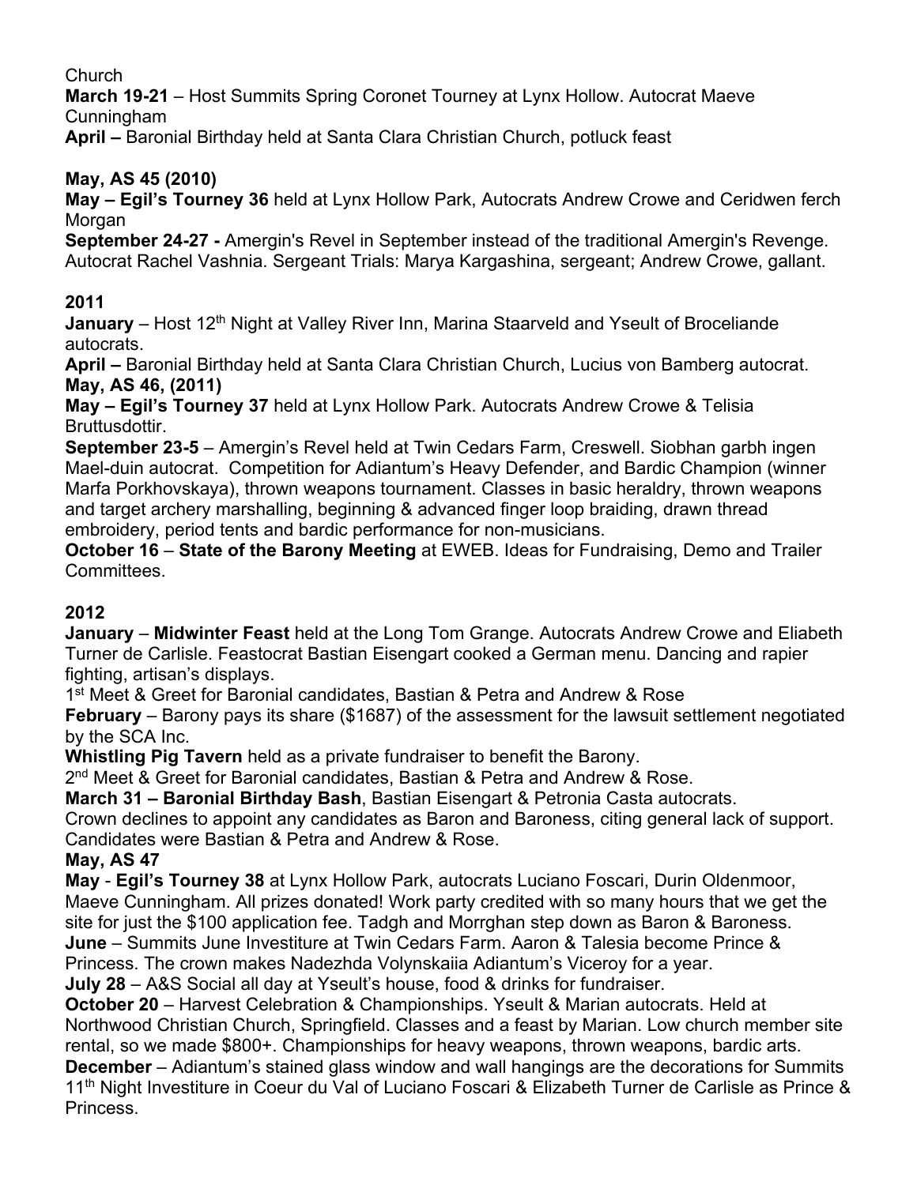Church

**March 19-21** – Host Summits Spring Coronet Tourney at Lynx Hollow. Autocrat Maeve Cunningham

**April –** Baronial Birthday held at Santa Clara Christian Church, potluck feast

**May, AS 45 (2010)**

**May – Egil's Tourney 36** held at Lynx Hollow Park, Autocrats Andrew Crowe and Ceridwen ferch Morgan

**September 24-27 -** Amergin's Revel in September instead of the traditional Amergin's Revenge. Autocrat Rachel Vashnia. Sergeant Trials: Marya Kargashina, sergeant; Andrew Crowe, gallant.

**2011**

**January** – Host 12th Night at Valley River Inn, Marina Staarveld and Yseult of Broceliande autocrats.

**April –** Baronial Birthday held at Santa Clara Christian Church, Lucius von Bamberg autocrat.

**May, AS 46, (2011)**

**May – Egil's Tourney 37** held at Lynx Hollow Park. Autocrats Andrew Crowe & Telisia Bruttusdottir.

**September 23-5** – Amergin's Revel held at Twin Cedars Farm, Creswell. Siobhan garbh ingen Mael-duin autocrat. Competition for Adiantum's Heavy Defender, and Bardic Champion (winner Marfa Porkhovskaya), thrown weapons tournament. Classes in basic heraldry, thrown weapons and target archery marshalling, beginning & advanced finger loop braiding, drawn thread embroidery, period tents and bardic performance for non-musicians.

**October 16** – **State of the Barony Meeting** at EWEB. Ideas for Fundraising, Demo and Trailer Committees.

**2012**

**January** – **Midwinter Feast** held at the Long Tom Grange. Autocrats Andrew Crowe and Eliabeth Turner de Carlisle. Feastocrat Bastian Eisengart cooked a German menu. Dancing and rapier fighting, artisan's displays.

1st Meet & Greet for Baronial candidates, Bastian & Petra and Andrew & Rose

**February** – Barony pays its share ($1687) of the assessment for the lawsuit settlement negotiated by the SCA Inc.

**Whistling Pig Tavern** held as a private fundraiser to benefit the Barony.

2nd Meet & Greet for Baronial candidates, Bastian & Petra and Andrew & Rose.

**March 31 – Baronial Birthday Bash**, Bastian Eisengart & Petronia Casta autocrats.

Crown declines to appoint any candidates as Baron and Baroness, citing general lack of support. Candidates were Bastian & Petra and Andrew & Rose.

**May, AS 47**

**May** - **Egil's Tourney 38** at Lynx Hollow Park, autocrats Luciano Foscari, Durin Oldenmoor, Maeve Cunningham. All prizes donated! Work party credited with so many hours that we get the site for just the $100 application fee. Tadgh and Morrghan step down as Baron & Baroness.

**June** – Summits June Investiture at Twin Cedars Farm. Aaron & Talesia become Prince & Princess. The crown makes Nadezhda Volynskaiia Adiantum's Viceroy for a year.

**July 28** – A&S Social all day at Yseult's house, food & drinks for fundraiser.

**October 20** – Harvest Celebration & Championships. Yseult & Marian autocrats. Held at Northwood Christian Church, Springfield. Classes and a feast by Marian. Low church member site rental, so we made $800+. Championships for heavy weapons, thrown weapons, bardic arts.

**December** – Adiantum's stained glass window and wall hangings are the decorations for Summits 11th Night Investiture in Coeur du Val of Luciano Foscari & Elizabeth Turner de Carlisle as Prince & Princess.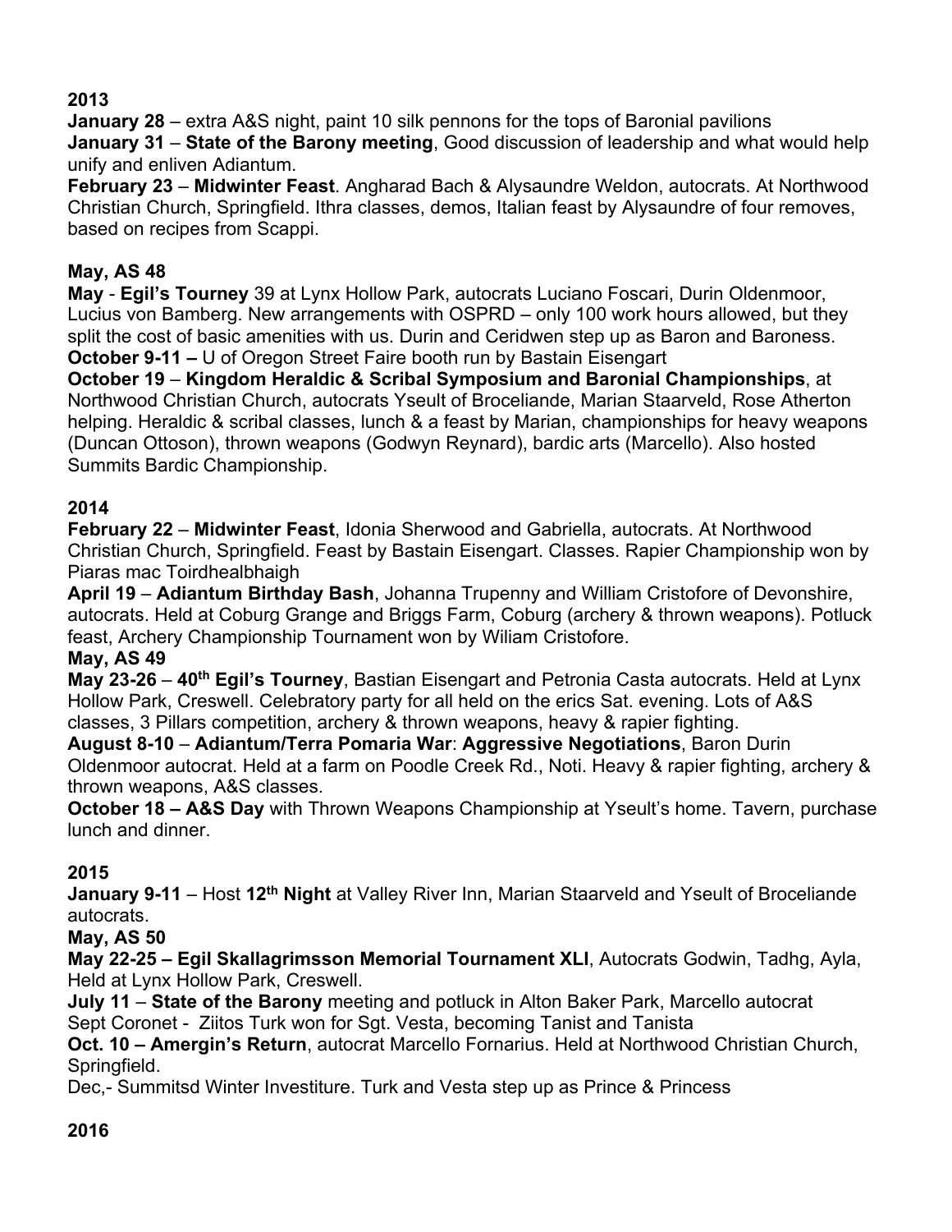**2013**

**January 28** – extra A&S night, paint 10 silk pennons for the tops of Baronial pavilions

**January 31** – **State of the Barony meeting**, Good discussion of leadership and what would help unify and enliven Adiantum.

**February 23** – **Midwinter Feast**. Angharad Bach & Alysaundre Weldon, autocrats. At Northwood Christian Church, Springfield. Ithra classes, demos, Italian feast by Alysaundre of four removes, based on recipes from Scappi.

**May, AS 48**

**May** - **Egil's Tourney** 39 at Lynx Hollow Park, autocrats Luciano Foscari, Durin Oldenmoor, Lucius von Bamberg. New arrangements with OSPRD – only 100 work hours allowed, but they split the cost of basic amenities with us. Durin and Ceridwen step up as Baron and Baroness.

**October 9-11 –** U of Oregon Street Faire booth run by Bastain Eisengart

**October 19** – **Kingdom Heraldic & Scribal Symposium and Baronial Championships**, at Northwood Christian Church, autocrats Yseult of Broceliande, Marian Staarveld, Rose Atherton helping. Heraldic & scribal classes, lunch & a feast by Marian, championships for heavy weapons (Duncan Ottoson), thrown weapons (Godwyn Reynard), bardic arts (Marcello). Also hosted Summits Bardic Championship.

**2014**

**February 22** – **Midwinter Feast**, Idonia Sherwood and Gabriella, autocrats. At Northwood Christian Church, Springfield. Feast by Bastain Eisengart. Classes. Rapier Championship won by Piaras mac Toirdhealbhaigh

**April 19** – **Adiantum Birthday Bash**, Johanna Trupenny and William Cristofore of Devonshire, autocrats. Held at Coburg Grange and Briggs Farm, Coburg (archery & thrown weapons). Potluck feast, Archery Championship Tournament won by Wiliam Cristofore.

**May, AS 49**

**May 23-26** – **40th Egil's Tourney**, Bastian Eisengart and Petronia Casta autocrats. Held at Lynx Hollow Park, Creswell. Celebratory party for all held on the erics Sat. evening. Lots of A&S classes, 3 Pillars competition, archery & thrown weapons, heavy & rapier fighting.

**August 8-10** – **Adiantum/Terra Pomaria War**: **Aggressive Negotiations**, Baron Durin Oldenmoor autocrat. Held at a farm on Poodle Creek Rd., Noti. Heavy & rapier fighting, archery & thrown weapons, A&S classes.

**October 18 – A&S Day** with Thrown Weapons Championship at Yseult's home. Tavern, purchase lunch and dinner.

**2015**

**January 9-11** – Host **12th Night** at Valley River Inn, Marian Staarveld and Yseult of Broceliande autocrats.

**May, AS 50**

**May 22-25 – Egil Skallagrimsson Memorial Tournament XLI**, Autocrats Godwin, Tadhg, Ayla, Held at Lynx Hollow Park, Creswell.

**July 11** – **State of the Barony** meeting and potluck in Alton Baker Park, Marcello autocrat

Sept Coronet - Ziitos Turk won for Sgt. Vesta, becoming Tanist and Tanista

**Oct. 10 – Amergin's Return**, autocrat Marcello Fornarius. Held at Northwood Christian Church, Springfield.

Dec,- Summitsd Winter Investiture. Turk and Vesta step up as Prince & Princess

**2016**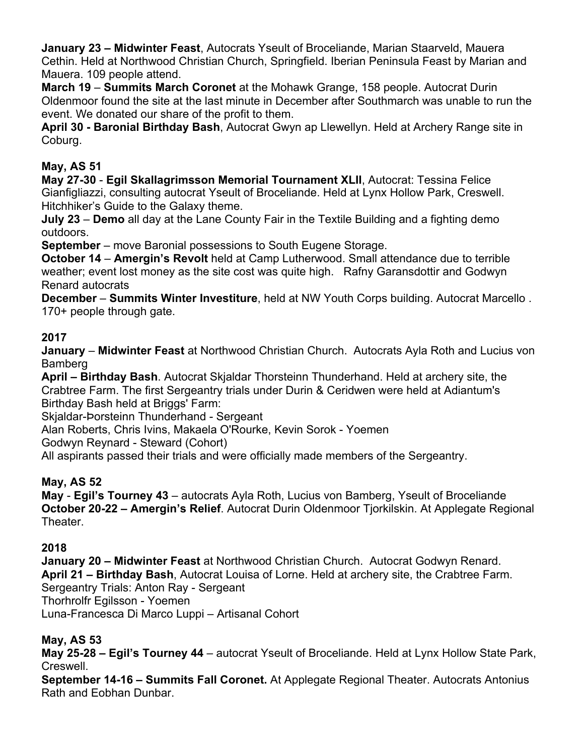**January 23 – Midwinter Feast**, Autocrats Yseult of Broceliande, Marian Staarveld, Mauera Cethin. Held at Northwood Christian Church, Springfield. Iberian Peninsula Feast by Marian and Mauera. 109 people attend.

**March 19** – **Summits March Coronet** at the Mohawk Grange, 158 people. Autocrat Durin Oldenmoor found the site at the last minute in December after Southmarch was unable to run the event. We donated our share of the profit to them.

**April 30 - Baronial Birthday Bash**, Autocrat Gwyn ap Llewellyn. Held at Archery Range site in Coburg.

**May, AS 51**

**May 27-30** - **Egil Skallagrimsson Memorial Tournament XLII**, Autocrat: Tessina Felice Gianfigliazzi, consulting autocrat Yseult of Broceliande. Held at Lynx Hollow Park, Creswell. Hitchhiker's Guide to the Galaxy theme.

**July 23** – **Demo** all day at the Lane County Fair in the Textile Building and a fighting demo outdoors.

**September** – move Baronial possessions to South Eugene Storage.

**October 14** – **Amergin's Revolt** held at Camp Lutherwood. Small attendance due to terrible weather; event lost money as the site cost was quite high. Rafny Garansdottir and Godwyn Renard autocrats

**December** – **Summits Winter Investiture**, held at NW Youth Corps building. Autocrat Marcello . 170+ people through gate.

**2017**

**January** – **Midwinter Feast** at Northwood Christian Church. Autocrats Ayla Roth and Lucius von Bamberg

**April – Birthday Bash**. Autocrat Skjaldar Thorsteinn Thunderhand. Held at archery site, the Crabtree Farm. The first Sergeantry trials under Durin & Ceridwen were held at Adiantum's Birthday Bash held at Briggs' Farm:

Skjaldar-Þorsteinn Thunderhand - Sergeant

Alan Roberts, Chris Ivins, Makaela O'Rourke, Kevin Sorok - Yoemen

Godwyn Reynard - Steward (Cohort)

All aspirants passed their trials and were officially made members of the Sergeantry.

**May, AS 52**

**May** - **Egil's Tourney 43** – autocrats Ayla Roth, Lucius von Bamberg, Yseult of Broceliande

**October 20-22 – Amergin's Relief**. Autocrat Durin Oldenmoor Tjorkilskin. At Applegate Regional Theater.

**2018**

**January 20 – Midwinter Feast** at Northwood Christian Church. Autocrat Godwyn Renard.

**April 21 – Birthday Bash**, Autocrat Louisa of Lorne. Held at archery site, the Crabtree Farm.

Sergeantry Trials: Anton Ray - Sergeant

Thorhrolfr Egilsson - Yoemen

Luna-Francesca Di Marco Luppi – Artisanal Cohort

**May, AS 53**

**May 25-28 – Egil's Tourney 44** – autocrat Yseult of Broceliande. Held at Lynx Hollow State Park, Creswell.

**September 14-16 – Summits Fall Coronet.** At Applegate Regional Theater. Autocrats Antonius Rath and Eobhan Dunbar.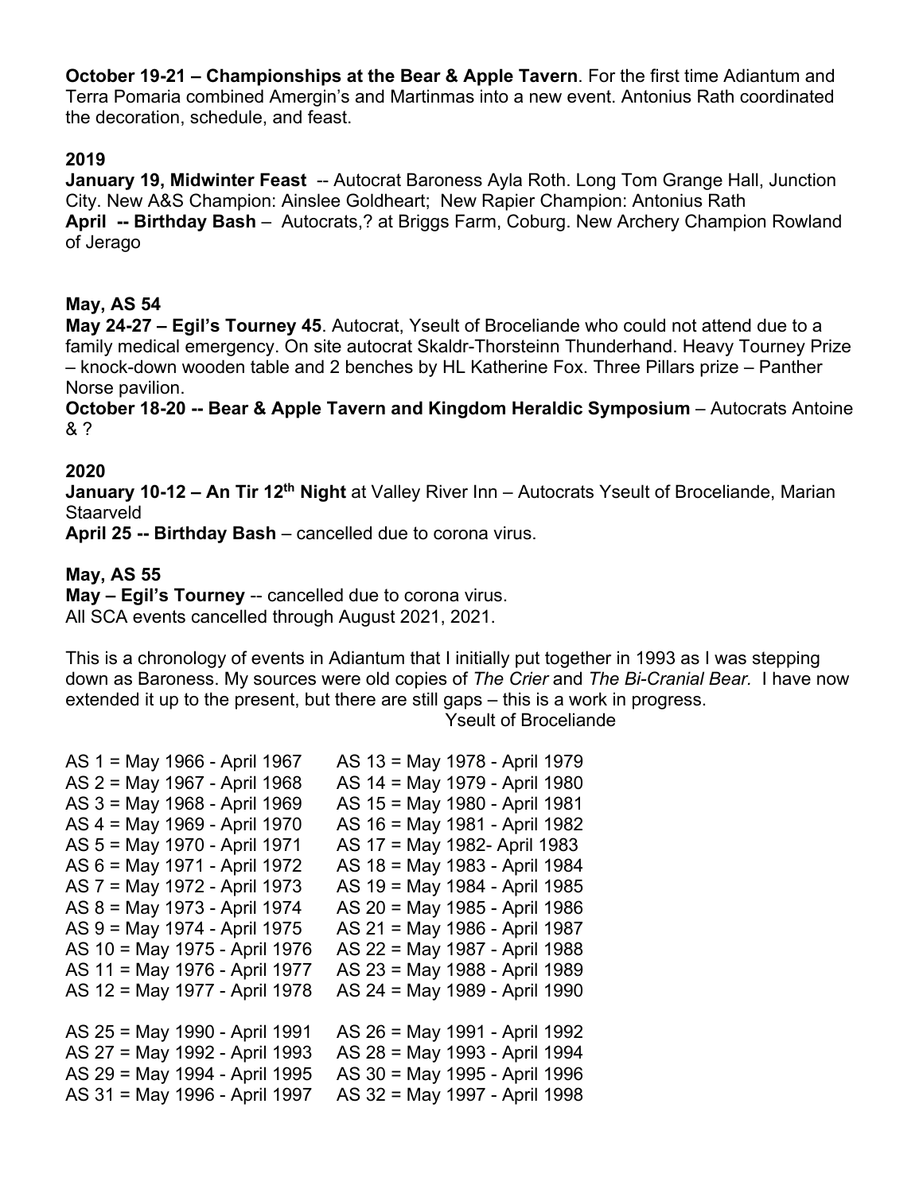**October 19-21 – Championships at the Bear & Apple Tavern**. For the first time Adiantum and Terra Pomaria combined Amergin's and Martinmas into a new event. Antonius Rath coordinated the decoration, schedule, and feast.

**2019**

**January 19, Midwinter Feast** -- Autocrat Baroness Ayla Roth. Long Tom Grange Hall, Junction City. New A&S Champion: Ainslee Goldheart; New Rapier Champion: Antonius Rath

**April -- Birthday Bash** – Autocrats,? at Briggs Farm, Coburg. New Archery Champion Rowland of Jerago

**May, AS 54**

**May 24-27 – Egil's Tourney 45**. Autocrat, Yseult of Broceliande who could not attend due to a family medical emergency. On site autocrat Skaldr-Thorsteinn Thunderhand. Heavy Tourney Prize – knock-down wooden table and 2 benches by HL Katherine Fox. Three Pillars prize – Panther Norse pavilion.

**October 18-20 -- Bear & Apple Tavern and Kingdom Heraldic Symposium** – Autocrats Antoine & ?

**2020**

**January 10-12 – An Tir 12th Night** at Valley River Inn – Autocrats Yseult of Broceliande, Marian Staarveld

**April 25 -- Birthday Bash** – cancelled due to corona virus.

**May, AS 55**

**May – Egil's Tourney** -- cancelled due to corona virus.
All SCA events cancelled through August 2021, 2021.

This is a chronology of events in Adiantum that I initially put together in 1993 as I was stepping down as Baroness. My sources were old copies of *The Crier* and *The Bi-Cranial Bear.* I have now extended it up to the present, but there are still gaps – this is a work in progress.

Yseult of Broceliande

| | |
|---|---|
| AS 1 = May 1966 - April 1967 | AS 13 = May 1978 - April 1979 |
| AS 2 = May 1967 - April 1968 | AS 14 = May 1979 - April 1980 |
| AS 3 = May 1968 - April 1969 | AS 15 = May 1980 - April 1981 |
| AS 4 = May 1969 - April 1970 | AS 16 = May 1981 - April 1982 |
| AS 5 = May 1970 - April 1971 | AS 17 = May 1982- April 1983 |
| AS 6 = May 1971 - April 1972 | AS 18 = May 1983 - April 1984 |
| AS 7 = May 1972 - April 1973 | AS 19 = May 1984 - April 1985 |
| AS 8 = May 1973 - April 1974 | AS 20 = May 1985 - April 1986 |
| AS 9 = May 1974 - April 1975 | AS 21 = May 1986 - April 1987 |
| AS 10 = May 1975 - April 1976 | AS 22 = May 1987 - April 1988 |
| AS 11 = May 1976 - April 1977 | AS 23 = May 1988 - April 1989 |
| AS 12 = May 1977 - April 1978 | AS 24 = May 1989 - April 1990 |
| AS 25 = May 1990 - April 1991 | AS 26 = May 1991 - April 1992 |
| AS 27 = May 1992 - April 1993 | AS 28 = May 1993 - April 1994 |
| AS 29 = May 1994 - April 1995 | AS 30 = May 1995 - April 1996 |
| AS 31 = May 1996 - April 1997 | AS 32 = May 1997 - April 1998 |